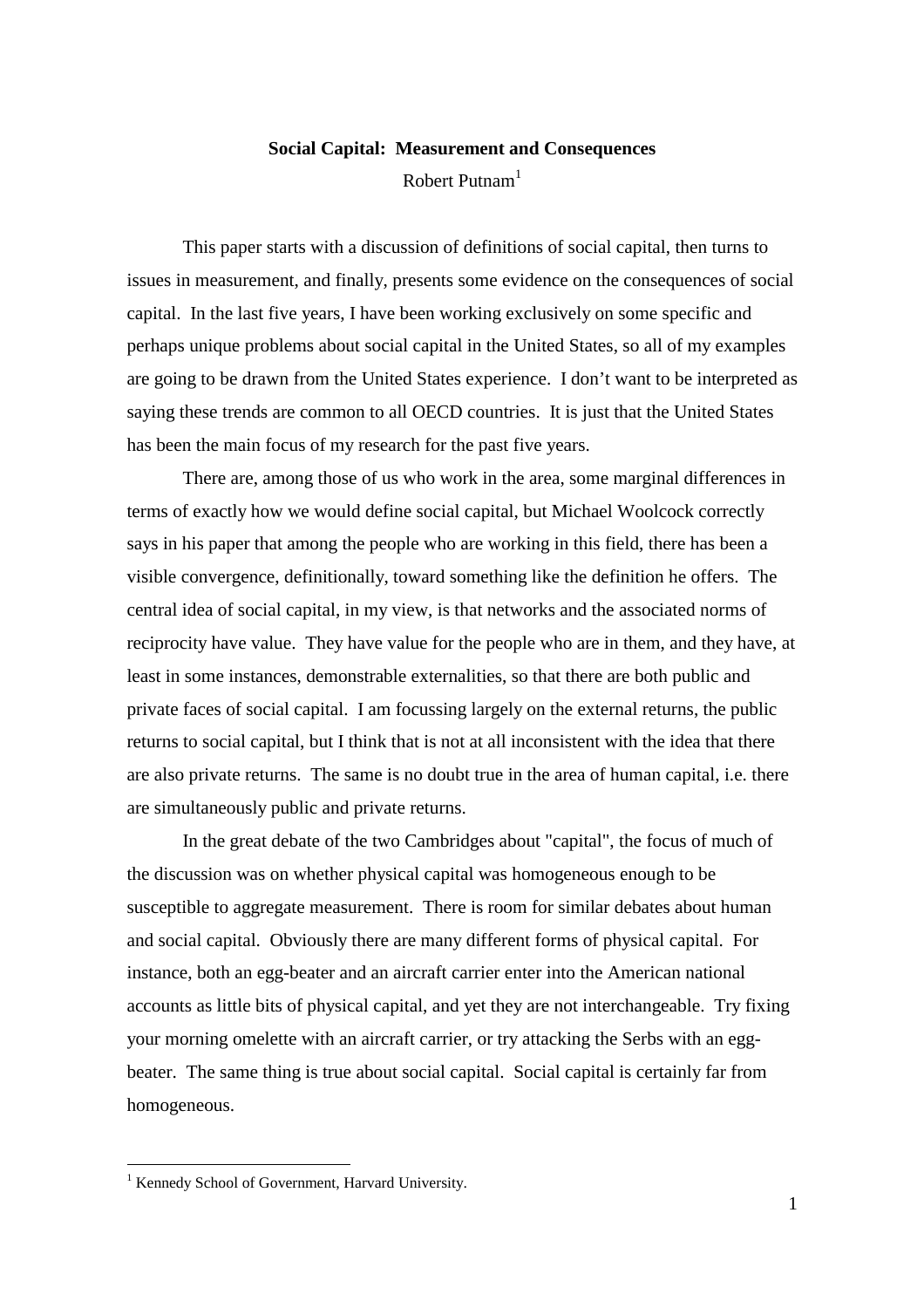# Social Capital: Measurement and Consequences

Robert Putnam[1]

This paper starts with a discussion of definitions of social capital, then turns to issues in measurement, and finally, presents some evidence on the consequences of social capital. In the last five years, I have been working exclusively on some specific and perhaps unique problems about social capital in the United States, so all of my examples are going to be drawn from the United States experience. I don't want to be interpreted as saying these trends are common to all OECD countries. It is just that the United States has been the main focus of my research for the past five years.

There are, among those of us who work in the area, some marginal differences in terms of exactly how we would define social capital, but Michael Woolcock correctly says in his paper that among the people who are working in this field, there has been a visible convergence, definitionally, toward something like the definition he offers. The central idea of social capital, in my view, is that networks and the associated norms of reciprocity have value. They have value for the people who are in them, and they have, at least in some instances, demonstrable externalities, so that there are both public and private faces of social capital. I am focussing largely on the external returns, the public returns to social capital, but I think that is not at all inconsistent with the idea that there are also private returns. The same is no doubt true in the area of human capital, i.e. there are simultaneously public and private returns.

In the great debate of the two Cambridges about "capital", the focus of much of the discussion was on whether physical capital was homogeneous enough to be susceptible to aggregate measurement. There is room for similar debates about human and social capital. Obviously there are many different forms of physical capital. For instance, both an egg-beater and an aircraft carrier enter into the American national accounts as little bits of physical capital, and yet they are not interchangeable. Try fixing your morning omelette with an aircraft carrier, or try attacking the Serbs with an egg-beater. The same thing is true about social capital. Social capital is certainly far from homogeneous.

---

[1] Kennedy School of Government, Harvard University.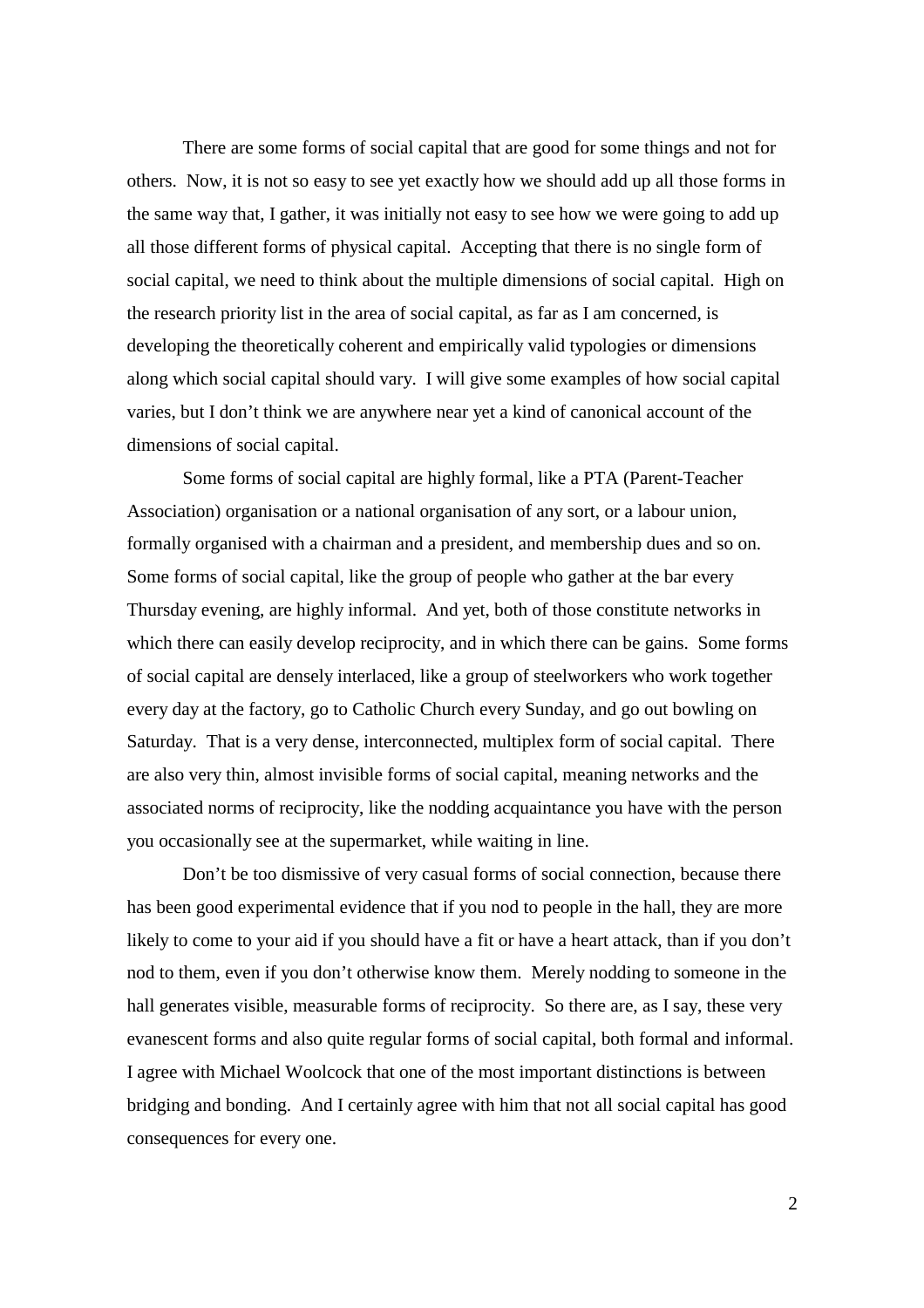There are some forms of social capital that are good for some things and not for others. Now, it is not so easy to see yet exactly how we should add up all those forms in the same way that, I gather, it was initially not easy to see how we were going to add up all those different forms of physical capital. Accepting that there is no single form of social capital, we need to think about the multiple dimensions of social capital. High on the research priority list in the area of social capital, as far as I am concerned, is developing the theoretically coherent and empirically valid typologies or dimensions along which social capital should vary. I will give some examples of how social capital varies, but I don't think we are anywhere near yet a kind of canonical account of the dimensions of social capital.

Some forms of social capital are highly formal, like a PTA (Parent-Teacher Association) organisation or a national organisation of any sort, or a labour union, formally organised with a chairman and a president, and membership dues and so on. Some forms of social capital, like the group of people who gather at the bar every Thursday evening, are highly informal. And yet, both of those constitute networks in which there can easily develop reciprocity, and in which there can be gains. Some forms of social capital are densely interlaced, like a group of steelworkers who work together every day at the factory, go to Catholic Church every Sunday, and go out bowling on Saturday. That is a very dense, interconnected, multiplex form of social capital. There are also very thin, almost invisible forms of social capital, meaning networks and the associated norms of reciprocity, like the nodding acquaintance you have with the person you occasionally see at the supermarket, while waiting in line.

Don't be too dismissive of very casual forms of social connection, because there has been good experimental evidence that if you nod to people in the hall, they are more likely to come to your aid if you should have a fit or have a heart attack, than if you don't nod to them, even if you don't otherwise know them. Merely nodding to someone in the hall generates visible, measurable forms of reciprocity. So there are, as I say, these very evanescent forms and also quite regular forms of social capital, both formal and informal. I agree with Michael Woolcock that one of the most important distinctions is between bridging and bonding. And I certainly agree with him that not all social capital has good consequences for every one.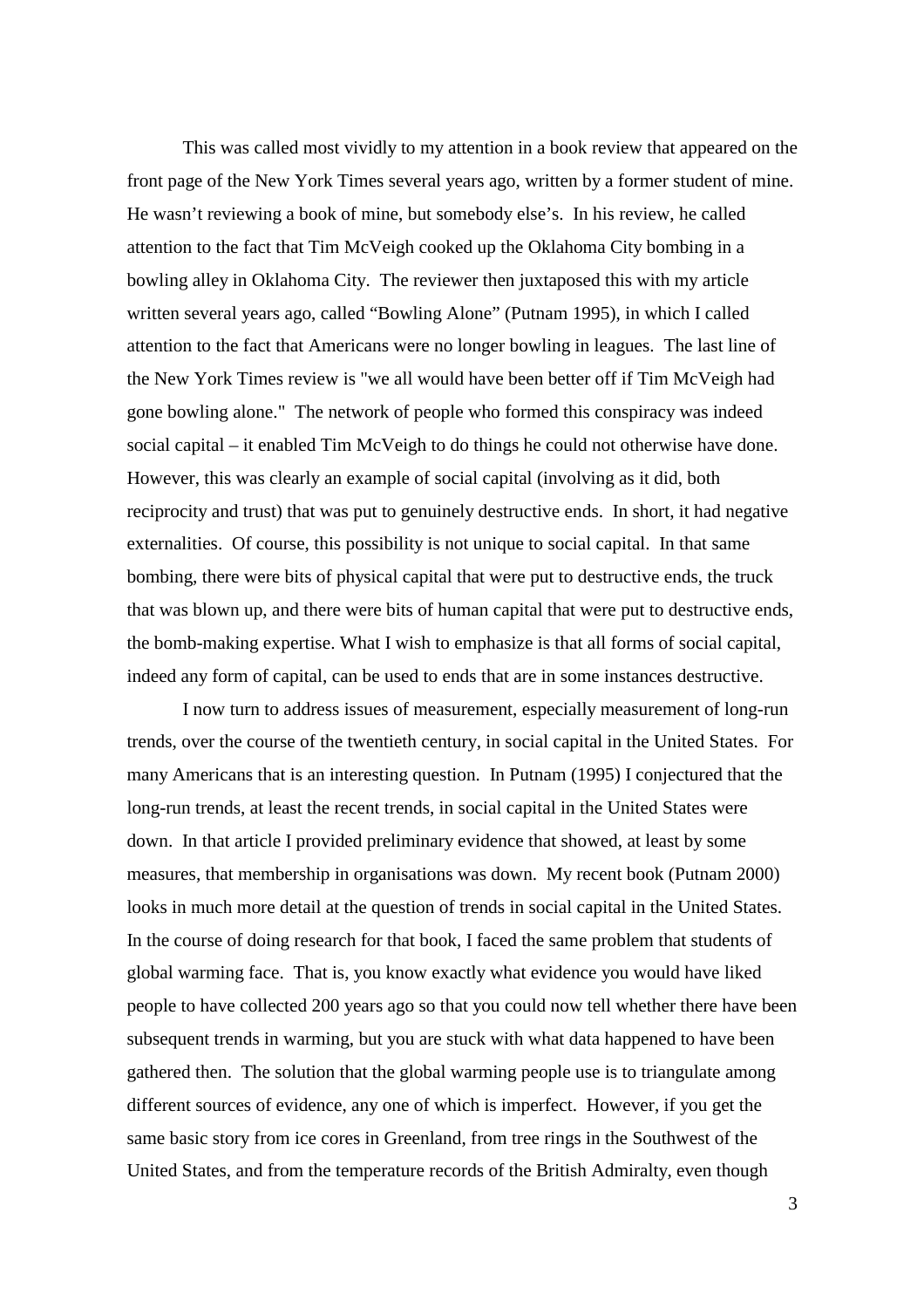This was called most vividly to my attention in a book review that appeared on the front page of the New York Times several years ago, written by a former student of mine. He wasn't reviewing a book of mine, but somebody else's. In his review, he called attention to the fact that Tim McVeigh cooked up the Oklahoma City bombing in a bowling alley in Oklahoma City. The reviewer then juxtaposed this with my article written several years ago, called "Bowling Alone" (Putnam 1995), in which I called attention to the fact that Americans were no longer bowling in leagues. The last line of the New York Times review is "we all would have been better off if Tim McVeigh had gone bowling alone." The network of people who formed this conspiracy was indeed social capital – it enabled Tim McVeigh to do things he could not otherwise have done. However, this was clearly an example of social capital (involving as it did, both reciprocity and trust) that was put to genuinely destructive ends. In short, it had negative externalities. Of course, this possibility is not unique to social capital. In that same bombing, there were bits of physical capital that were put to destructive ends, the truck that was blown up, and there were bits of human capital that were put to destructive ends, the bomb-making expertise. What I wish to emphasize is that all forms of social capital, indeed any form of capital, can be used to ends that are in some instances destructive.

I now turn to address issues of measurement, especially measurement of long-run trends, over the course of the twentieth century, in social capital in the United States. For many Americans that is an interesting question. In Putnam (1995) I conjectured that the long-run trends, at least the recent trends, in social capital in the United States were down. In that article I provided preliminary evidence that showed, at least by some measures, that membership in organisations was down. My recent book (Putnam 2000) looks in much more detail at the question of trends in social capital in the United States. In the course of doing research for that book, I faced the same problem that students of global warming face. That is, you know exactly what evidence you would have liked people to have collected 200 years ago so that you could now tell whether there have been subsequent trends in warming, but you are stuck with what data happened to have been gathered then. The solution that the global warming people use is to triangulate among different sources of evidence, any one of which is imperfect. However, if you get the same basic story from ice cores in Greenland, from tree rings in the Southwest of the United States, and from the temperature records of the British Admiralty, even though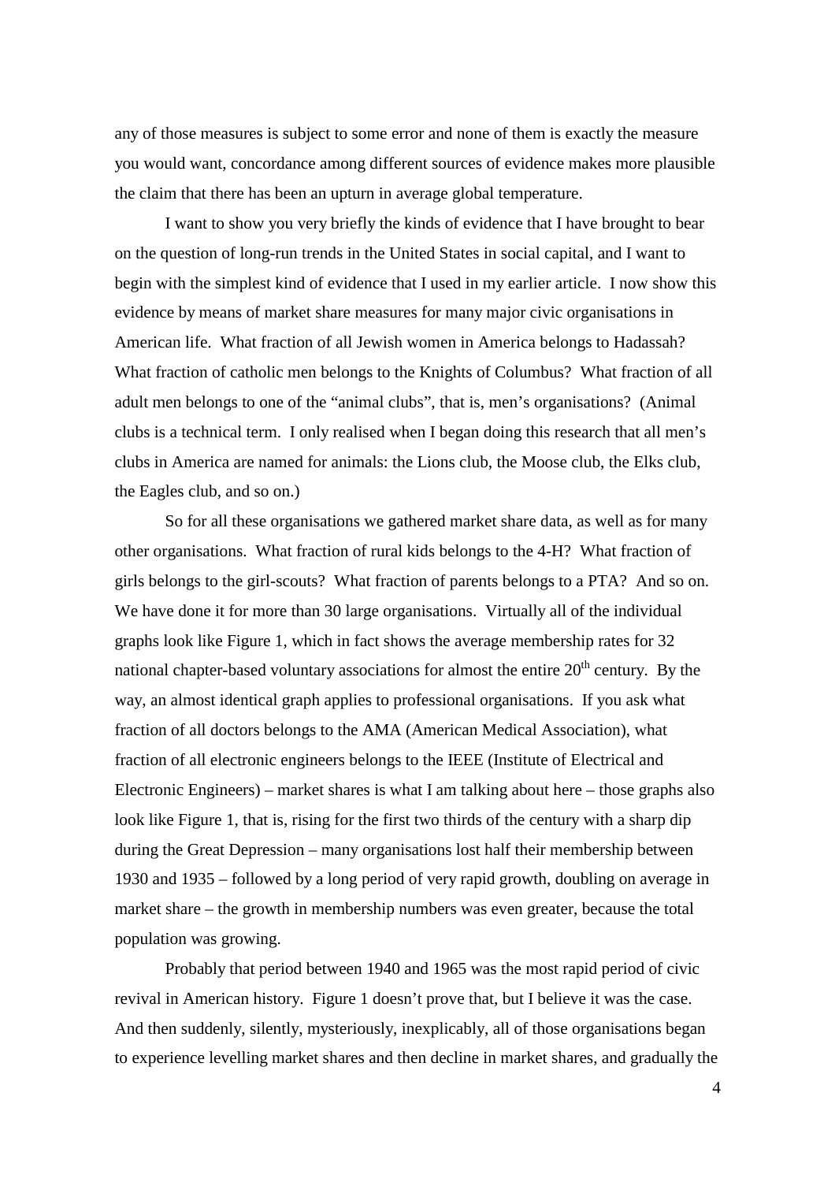any of those measures is subject to some error and none of them is exactly the measure you would want, concordance among different sources of evidence makes more plausible the claim that there has been an upturn in average global temperature.

I want to show you very briefly the kinds of evidence that I have brought to bear on the question of long-run trends in the United States in social capital, and I want to begin with the simplest kind of evidence that I used in my earlier article. I now show this evidence by means of market share measures for many major civic organisations in American life. What fraction of all Jewish women in America belongs to Hadassah? What fraction of catholic men belongs to the Knights of Columbus? What fraction of all adult men belongs to one of the "animal clubs", that is, men's organisations? (Animal clubs is a technical term. I only realised when I began doing this research that all men's clubs in America are named for animals: the Lions club, the Moose club, the Elks club, the Eagles club, and so on.)

So for all these organisations we gathered market share data, as well as for many other organisations. What fraction of rural kids belongs to the 4-H? What fraction of girls belongs to the girl-scouts? What fraction of parents belongs to a PTA? And so on. We have done it for more than 30 large organisations. Virtually all of the individual graphs look like Figure 1, which in fact shows the average membership rates for 32 national chapter-based voluntary associations for almost the entire 20th century. By the way, an almost identical graph applies to professional organisations. If you ask what fraction of all doctors belongs to the AMA (American Medical Association), what fraction of all electronic engineers belongs to the IEEE (Institute of Electrical and Electronic Engineers) – market shares is what I am talking about here – those graphs also look like Figure 1, that is, rising for the first two thirds of the century with a sharp dip during the Great Depression – many organisations lost half their membership between 1930 and 1935 – followed by a long period of very rapid growth, doubling on average in market share – the growth in membership numbers was even greater, because the total population was growing.

Probably that period between 1940 and 1965 was the most rapid period of civic revival in American history. Figure 1 doesn't prove that, but I believe it was the case. And then suddenly, silently, mysteriously, inexplicably, all of those organisations began to experience levelling market shares and then decline in market shares, and gradually the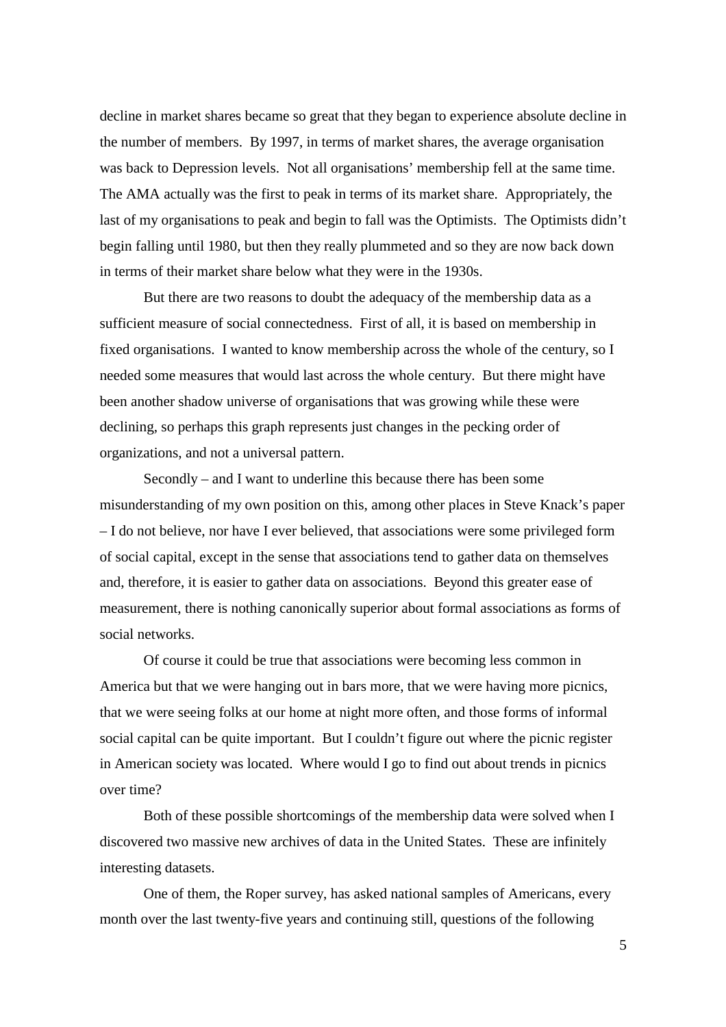decline in market shares became so great that they began to experience absolute decline in the number of members. By 1997, in terms of market shares, the average organisation was back to Depression levels. Not all organisations' membership fell at the same time. The AMA actually was the first to peak in terms of its market share. Appropriately, the last of my organisations to peak and begin to fall was the Optimists. The Optimists didn't begin falling until 1980, but then they really plummeted and so they are now back down in terms of their market share below what they were in the 1930s.

But there are two reasons to doubt the adequacy of the membership data as a sufficient measure of social connectedness. First of all, it is based on membership in fixed organisations. I wanted to know membership across the whole of the century, so I needed some measures that would last across the whole century. But there might have been another shadow universe of organisations that was growing while these were declining, so perhaps this graph represents just changes in the pecking order of organizations, and not a universal pattern.

Secondly – and I want to underline this because there has been some misunderstanding of my own position on this, among other places in Steve Knack's paper – I do not believe, nor have I ever believed, that associations were some privileged form of social capital, except in the sense that associations tend to gather data on themselves and, therefore, it is easier to gather data on associations. Beyond this greater ease of measurement, there is nothing canonically superior about formal associations as forms of social networks.

Of course it could be true that associations were becoming less common in America but that we were hanging out in bars more, that we were having more picnics, that we were seeing folks at our home at night more often, and those forms of informal social capital can be quite important. But I couldn't figure out where the picnic register in American society was located. Where would I go to find out about trends in picnics over time?

Both of these possible shortcomings of the membership data were solved when I discovered two massive new archives of data in the United States. These are infinitely interesting datasets.

One of them, the Roper survey, has asked national samples of Americans, every month over the last twenty-five years and continuing still, questions of the following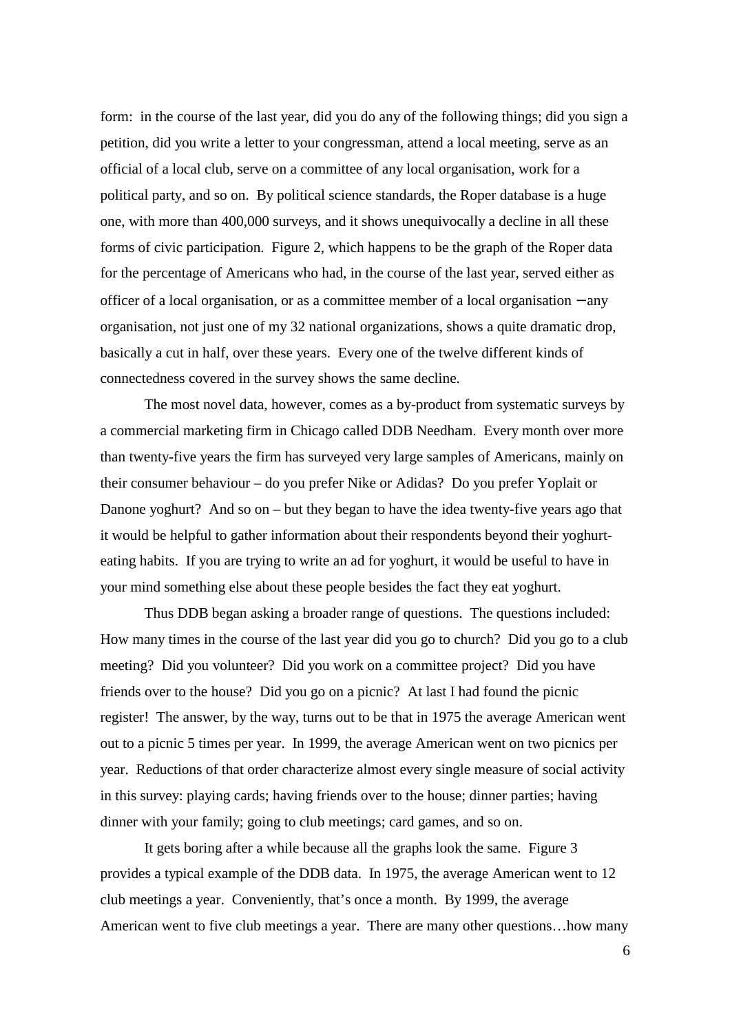form: in the course of the last year, did you do any of the following things; did you sign a petition, did you write a letter to your congressman, attend a local meeting, serve as an official of a local club, serve on a committee of any local organisation, work for a political party, and so on. By political science standards, the Roper database is a huge one, with more than 400,000 surveys, and it shows unequivocally a decline in all these forms of civic participation. Figure 2, which happens to be the graph of the Roper data for the percentage of Americans who had, in the course of the last year, served either as officer of a local organisation, or as a committee member of a local organisation – any organisation, not just one of my 32 national organizations, shows a quite dramatic drop, basically a cut in half, over these years. Every one of the twelve different kinds of connectedness covered in the survey shows the same decline.

The most novel data, however, comes as a by-product from systematic surveys by a commercial marketing firm in Chicago called DDB Needham. Every month over more than twenty-five years the firm has surveyed very large samples of Americans, mainly on their consumer behaviour – do you prefer Nike or Adidas? Do you prefer Yoplait or Danone yoghurt? And so on – but they began to have the idea twenty-five years ago that it would be helpful to gather information about their respondents beyond their yoghurt-eating habits. If you are trying to write an ad for yoghurt, it would be useful to have in your mind something else about these people besides the fact they eat yoghurt.

Thus DDB began asking a broader range of questions. The questions included: How many times in the course of the last year did you go to church? Did you go to a club meeting? Did you volunteer? Did you work on a committee project? Did you have friends over to the house? Did you go on a picnic? At last I had found the picnic register! The answer, by the way, turns out to be that in 1975 the average American went out to a picnic 5 times per year. In 1999, the average American went on two picnics per year. Reductions of that order characterize almost every single measure of social activity in this survey: playing cards; having friends over to the house; dinner parties; having dinner with your family; going to club meetings; card games, and so on.

It gets boring after a while because all the graphs look the same. Figure 3 provides a typical example of the DDB data. In 1975, the average American went to 12 club meetings a year. Conveniently, that's once a month. By 1999, the average American went to five club meetings a year. There are many other questions…how many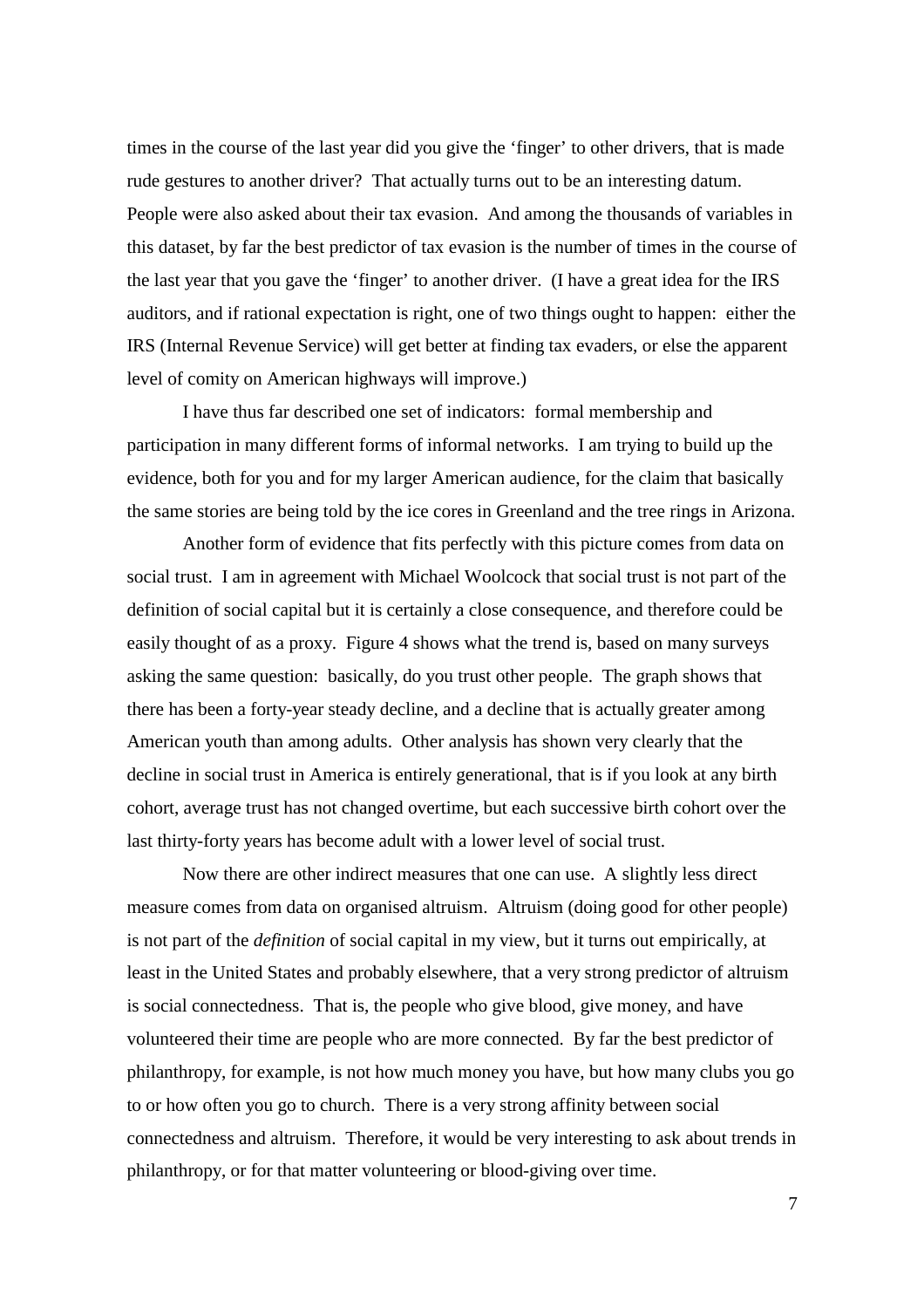times in the course of the last year did you give the 'finger' to other drivers, that is made rude gestures to another driver? That actually turns out to be an interesting datum. People were also asked about their tax evasion. And among the thousands of variables in this dataset, by far the best predictor of tax evasion is the number of times in the course of the last year that you gave the 'finger' to another driver. (I have a great idea for the IRS auditors, and if rational expectation is right, one of two things ought to happen: either the IRS (Internal Revenue Service) will get better at finding tax evaders, or else the apparent level of comity on American highways will improve.)

I have thus far described one set of indicators: formal membership and participation in many different forms of informal networks. I am trying to build up the evidence, both for you and for my larger American audience, for the claim that basically the same stories are being told by the ice cores in Greenland and the tree rings in Arizona.

Another form of evidence that fits perfectly with this picture comes from data on social trust. I am in agreement with Michael Woolcock that social trust is not part of the definition of social capital but it is certainly a close consequence, and therefore could be easily thought of as a proxy. Figure 4 shows what the trend is, based on many surveys asking the same question: basically, do you trust other people. The graph shows that there has been a forty-year steady decline, and a decline that is actually greater among American youth than among adults. Other analysis has shown very clearly that the decline in social trust in America is entirely generational, that is if you look at any birth cohort, average trust has not changed overtime, but each successive birth cohort over the last thirty-forty years has become adult with a lower level of social trust.

Now there are other indirect measures that one can use. A slightly less direct measure comes from data on organised altruism. Altruism (doing good for other people) is not part of the *definition* of social capital in my view, but it turns out empirically, at least in the United States and probably elsewhere, that a very strong predictor of altruism is social connectedness. That is, the people who give blood, give money, and have volunteered their time are people who are more connected. By far the best predictor of philanthropy, for example, is not how much money you have, but how many clubs you go to or how often you go to church. There is a very strong affinity between social connectedness and altruism. Therefore, it would be very interesting to ask about trends in philanthropy, or for that matter volunteering or blood-giving over time.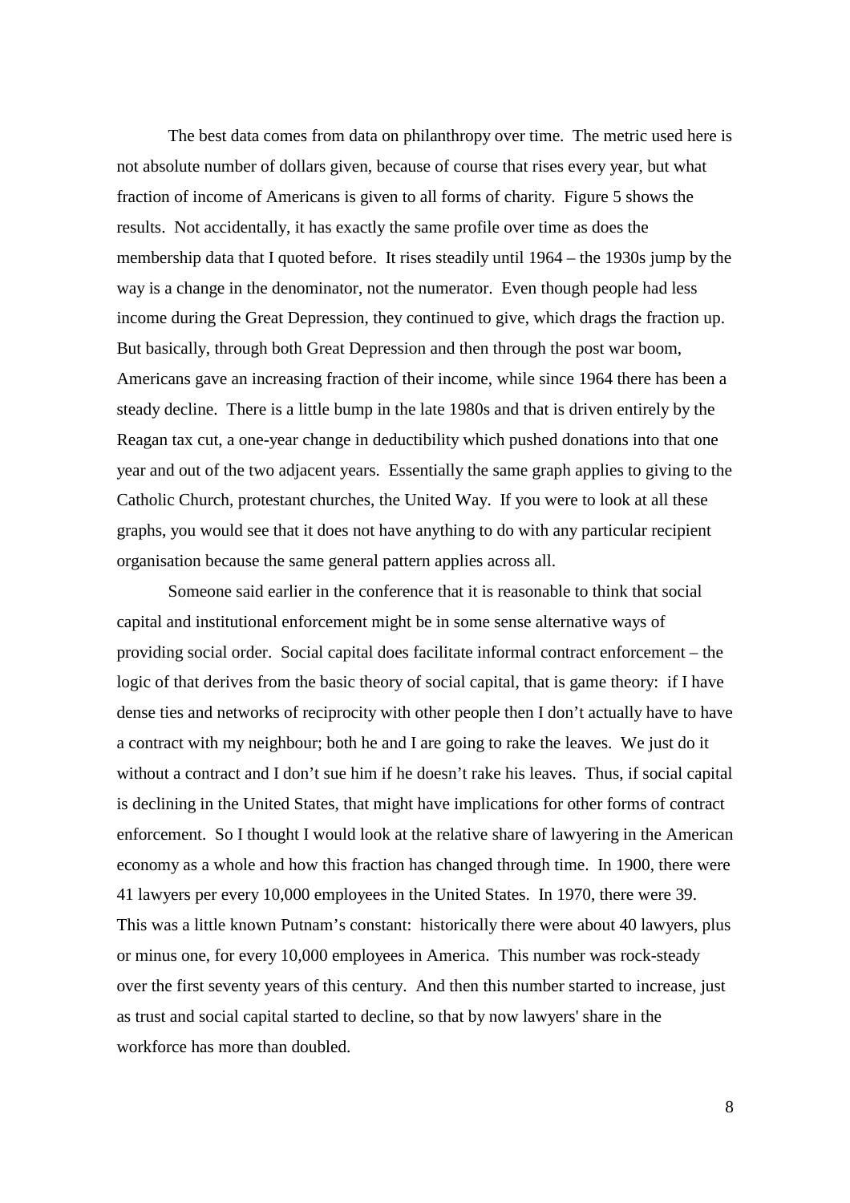The best data comes from data on philanthropy over time. The metric used here is not absolute number of dollars given, because of course that rises every year, but what fraction of income of Americans is given to all forms of charity. Figure 5 shows the results. Not accidentally, it has exactly the same profile over time as does the membership data that I quoted before. It rises steadily until 1964 – the 1930s jump by the way is a change in the denominator, not the numerator. Even though people had less income during the Great Depression, they continued to give, which drags the fraction up. But basically, through both Great Depression and then through the post war boom, Americans gave an increasing fraction of their income, while since 1964 there has been a steady decline. There is a little bump in the late 1980s and that is driven entirely by the Reagan tax cut, a one-year change in deductibility which pushed donations into that one year and out of the two adjacent years. Essentially the same graph applies to giving to the Catholic Church, protestant churches, the United Way. If you were to look at all these graphs, you would see that it does not have anything to do with any particular recipient organisation because the same general pattern applies across all.

Someone said earlier in the conference that it is reasonable to think that social capital and institutional enforcement might be in some sense alternative ways of providing social order. Social capital does facilitate informal contract enforcement – the logic of that derives from the basic theory of social capital, that is game theory: if I have dense ties and networks of reciprocity with other people then I don't actually have to have a contract with my neighbour; both he and I are going to rake the leaves. We just do it without a contract and I don't sue him if he doesn't rake his leaves. Thus, if social capital is declining in the United States, that might have implications for other forms of contract enforcement. So I thought I would look at the relative share of lawyering in the American economy as a whole and how this fraction has changed through time. In 1900, there were 41 lawyers per every 10,000 employees in the United States. In 1970, there were 39. This was a little known Putnam's constant: historically there were about 40 lawyers, plus or minus one, for every 10,000 employees in America. This number was rock-steady over the first seventy years of this century. And then this number started to increase, just as trust and social capital started to decline, so that by now lawyers' share in the workforce has more than doubled.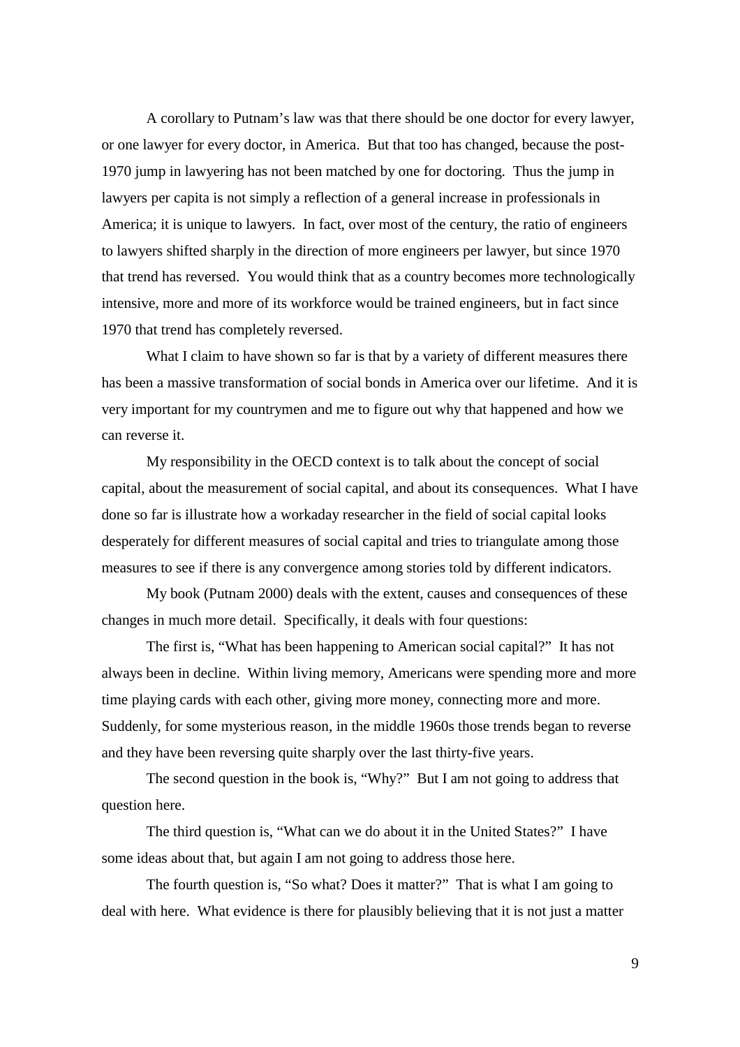A corollary to Putnam's law was that there should be one doctor for every lawyer, or one lawyer for every doctor, in America. But that too has changed, because the post-1970 jump in lawyering has not been matched by one for doctoring. Thus the jump in lawyers per capita is not simply a reflection of a general increase in professionals in America; it is unique to lawyers. In fact, over most of the century, the ratio of engineers to lawyers shifted sharply in the direction of more engineers per lawyer, but since 1970 that trend has reversed. You would think that as a country becomes more technologically intensive, more and more of its workforce would be trained engineers, but in fact since 1970 that trend has completely reversed.

What I claim to have shown so far is that by a variety of different measures there has been a massive transformation of social bonds in America over our lifetime. And it is very important for my countrymen and me to figure out why that happened and how we can reverse it.

My responsibility in the OECD context is to talk about the concept of social capital, about the measurement of social capital, and about its consequences. What I have done so far is illustrate how a workaday researcher in the field of social capital looks desperately for different measures of social capital and tries to triangulate among those measures to see if there is any convergence among stories told by different indicators.

My book (Putnam 2000) deals with the extent, causes and consequences of these changes in much more detail. Specifically, it deals with four questions:

The first is, "What has been happening to American social capital?" It has not always been in decline. Within living memory, Americans were spending more and more time playing cards with each other, giving more money, connecting more and more. Suddenly, for some mysterious reason, in the middle 1960s those trends began to reverse and they have been reversing quite sharply over the last thirty-five years.

The second question in the book is, "Why?" But I am not going to address that question here.

The third question is, "What can we do about it in the United States?" I have some ideas about that, but again I am not going to address those here.

The fourth question is, "So what? Does it matter?" That is what I am going to deal with here. What evidence is there for plausibly believing that it is not just a matter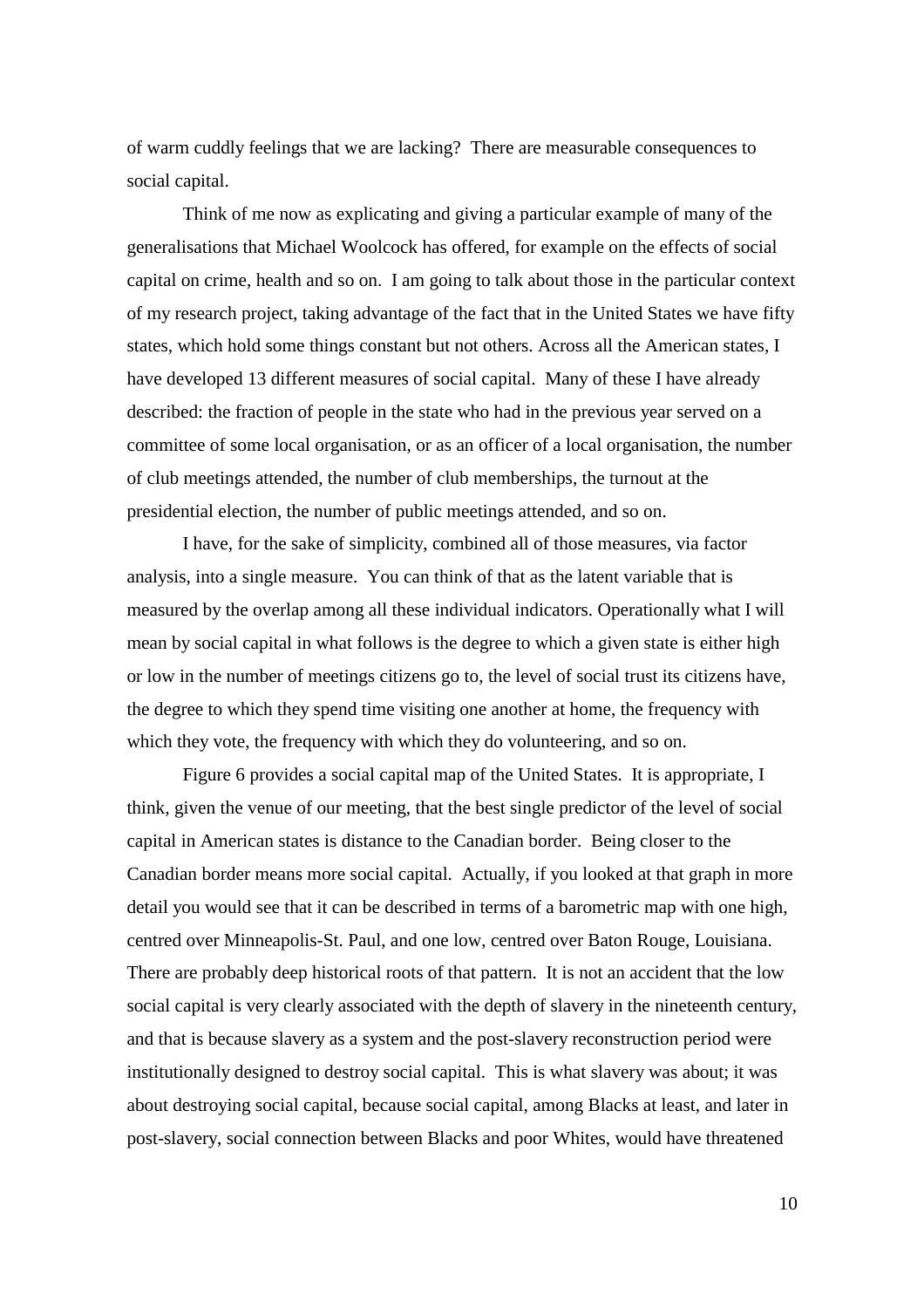of warm cuddly feelings that we are lacking? There are measurable consequences to social capital.

Think of me now as explicating and giving a particular example of many of the generalisations that Michael Woolcock has offered, for example on the effects of social capital on crime, health and so on. I am going to talk about those in the particular context of my research project, taking advantage of the fact that in the United States we have fifty states, which hold some things constant but not others. Across all the American states, I have developed 13 different measures of social capital. Many of these I have already described: the fraction of people in the state who had in the previous year served on a committee of some local organisation, or as an officer of a local organisation, the number of club meetings attended, the number of club memberships, the turnout at the presidential election, the number of public meetings attended, and so on.

I have, for the sake of simplicity, combined all of those measures, via factor analysis, into a single measure. You can think of that as the latent variable that is measured by the overlap among all these individual indicators. Operationally what I will mean by social capital in what follows is the degree to which a given state is either high or low in the number of meetings citizens go to, the level of social trust its citizens have, the degree to which they spend time visiting one another at home, the frequency with which they vote, the frequency with which they do volunteering, and so on.

Figure 6 provides a social capital map of the United States. It is appropriate, I think, given the venue of our meeting, that the best single predictor of the level of social capital in American states is distance to the Canadian border. Being closer to the Canadian border means more social capital. Actually, if you looked at that graph in more detail you would see that it can be described in terms of a barometric map with one high, centred over Minneapolis-St. Paul, and one low, centred over Baton Rouge, Louisiana. There are probably deep historical roots of that pattern. It is not an accident that the low social capital is very clearly associated with the depth of slavery in the nineteenth century, and that is because slavery as a system and the post-slavery reconstruction period were institutionally designed to destroy social capital. This is what slavery was about; it was about destroying social capital, because social capital, among Blacks at least, and later in post-slavery, social connection between Blacks and poor Whites, would have threatened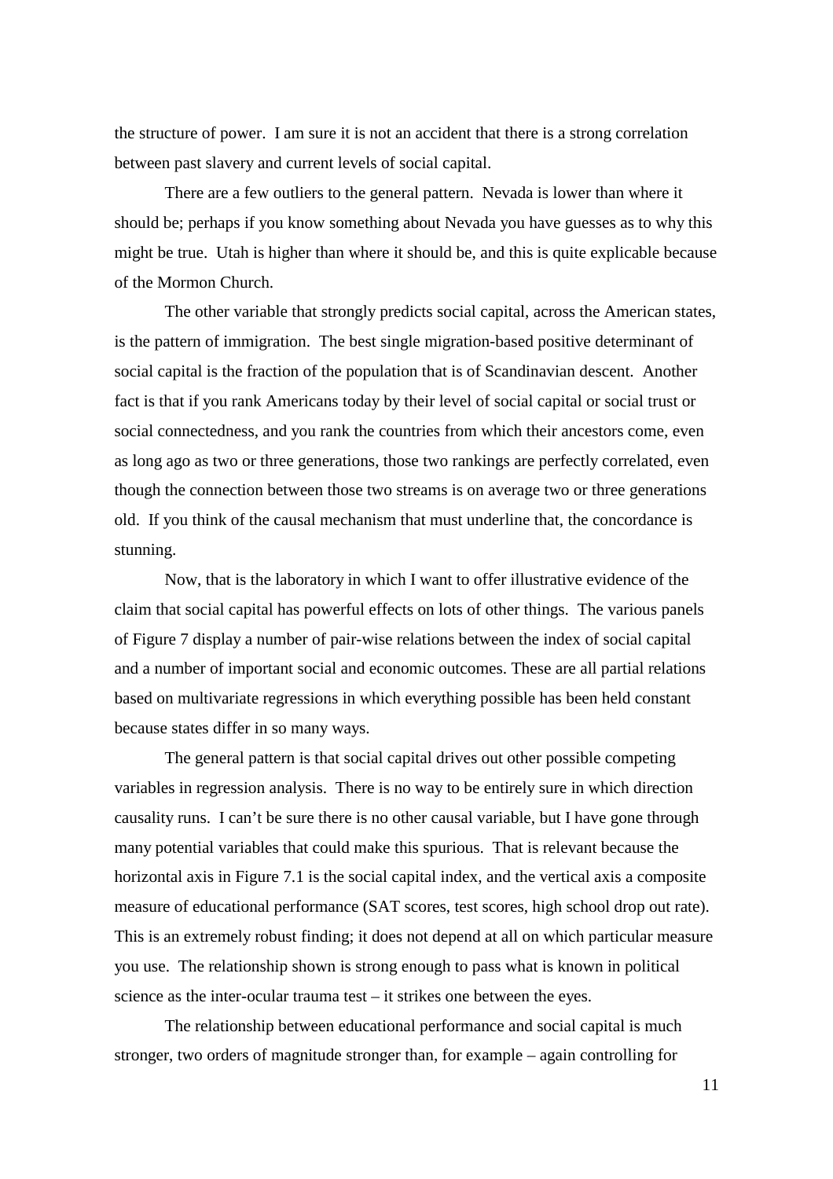the structure of power. I am sure it is not an accident that there is a strong correlation between past slavery and current levels of social capital.

There are a few outliers to the general pattern. Nevada is lower than where it should be; perhaps if you know something about Nevada you have guesses as to why this might be true. Utah is higher than where it should be, and this is quite explicable because of the Mormon Church.

The other variable that strongly predicts social capital, across the American states, is the pattern of immigration. The best single migration-based positive determinant of social capital is the fraction of the population that is of Scandinavian descent. Another fact is that if you rank Americans today by their level of social capital or social trust or social connectedness, and you rank the countries from which their ancestors come, even as long ago as two or three generations, those two rankings are perfectly correlated, even though the connection between those two streams is on average two or three generations old. If you think of the causal mechanism that must underline that, the concordance is stunning.

Now, that is the laboratory in which I want to offer illustrative evidence of the claim that social capital has powerful effects on lots of other things. The various panels of Figure 7 display a number of pair-wise relations between the index of social capital and a number of important social and economic outcomes. These are all partial relations based on multivariate regressions in which everything possible has been held constant because states differ in so many ways.

The general pattern is that social capital drives out other possible competing variables in regression analysis. There is no way to be entirely sure in which direction causality runs. I can't be sure there is no other causal variable, but I have gone through many potential variables that could make this spurious. That is relevant because the horizontal axis in Figure 7.1 is the social capital index, and the vertical axis a composite measure of educational performance (SAT scores, test scores, high school drop out rate). This is an extremely robust finding; it does not depend at all on which particular measure you use. The relationship shown is strong enough to pass what is known in political science as the inter-ocular trauma test – it strikes one between the eyes.

The relationship between educational performance and social capital is much stronger, two orders of magnitude stronger than, for example – again controlling for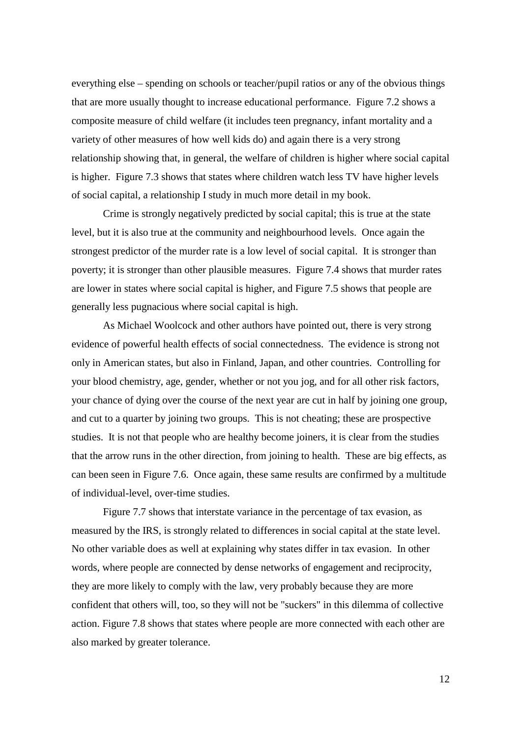everything else – spending on schools or teacher/pupil ratios or any of the obvious things that are more usually thought to increase educational performance. Figure 7.2 shows a composite measure of child welfare (it includes teen pregnancy, infant mortality and a variety of other measures of how well kids do) and again there is a very strong relationship showing that, in general, the welfare of children is higher where social capital is higher. Figure 7.3 shows that states where children watch less TV have higher levels of social capital, a relationship I study in much more detail in my book.

Crime is strongly negatively predicted by social capital; this is true at the state level, but it is also true at the community and neighbourhood levels. Once again the strongest predictor of the murder rate is a low level of social capital. It is stronger than poverty; it is stronger than other plausible measures. Figure 7.4 shows that murder rates are lower in states where social capital is higher, and Figure 7.5 shows that people are generally less pugnacious where social capital is high.

As Michael Woolcock and other authors have pointed out, there is very strong evidence of powerful health effects of social connectedness. The evidence is strong not only in American states, but also in Finland, Japan, and other countries. Controlling for your blood chemistry, age, gender, whether or not you jog, and for all other risk factors, your chance of dying over the course of the next year are cut in half by joining one group, and cut to a quarter by joining two groups. This is not cheating; these are prospective studies. It is not that people who are healthy become joiners, it is clear from the studies that the arrow runs in the other direction, from joining to health. These are big effects, as can been seen in Figure 7.6. Once again, these same results are confirmed by a multitude of individual-level, over-time studies.

Figure 7.7 shows that interstate variance in the percentage of tax evasion, as measured by the IRS, is strongly related to differences in social capital at the state level. No other variable does as well at explaining why states differ in tax evasion. In other words, where people are connected by dense networks of engagement and reciprocity, they are more likely to comply with the law, very probably because they are more confident that others will, too, so they will not be "suckers" in this dilemma of collective action. Figure 7.8 shows that states where people are more connected with each other are also marked by greater tolerance.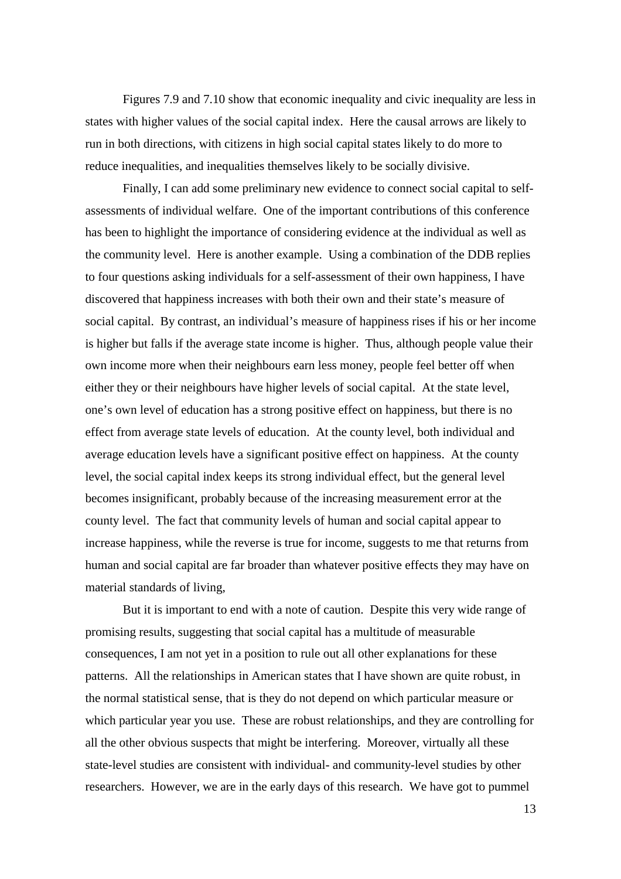Figures 7.9 and 7.10 show that economic inequality and civic inequality are less in states with higher values of the social capital index. Here the causal arrows are likely to run in both directions, with citizens in high social capital states likely to do more to reduce inequalities, and inequalities themselves likely to be socially divisive.

Finally, I can add some preliminary new evidence to connect social capital to self-assessments of individual welfare. One of the important contributions of this conference has been to highlight the importance of considering evidence at the individual as well as the community level. Here is another example. Using a combination of the DDB replies to four questions asking individuals for a self-assessment of their own happiness, I have discovered that happiness increases with both their own and their state's measure of social capital. By contrast, an individual's measure of happiness rises if his or her income is higher but falls if the average state income is higher. Thus, although people value their own income more when their neighbours earn less money, people feel better off when either they or their neighbours have higher levels of social capital. At the state level, one's own level of education has a strong positive effect on happiness, but there is no effect from average state levels of education. At the county level, both individual and average education levels have a significant positive effect on happiness. At the county level, the social capital index keeps its strong individual effect, but the general level becomes insignificant, probably because of the increasing measurement error at the county level. The fact that community levels of human and social capital appear to increase happiness, while the reverse is true for income, suggests to me that returns from human and social capital are far broader than whatever positive effects they may have on material standards of living,

But it is important to end with a note of caution. Despite this very wide range of promising results, suggesting that social capital has a multitude of measurable consequences, I am not yet in a position to rule out all other explanations for these patterns. All the relationships in American states that I have shown are quite robust, in the normal statistical sense, that is they do not depend on which particular measure or which particular year you use. These are robust relationships, and they are controlling for all the other obvious suspects that might be interfering. Moreover, virtually all these state-level studies are consistent with individual- and community-level studies by other researchers. However, we are in the early days of this research. We have got to pummel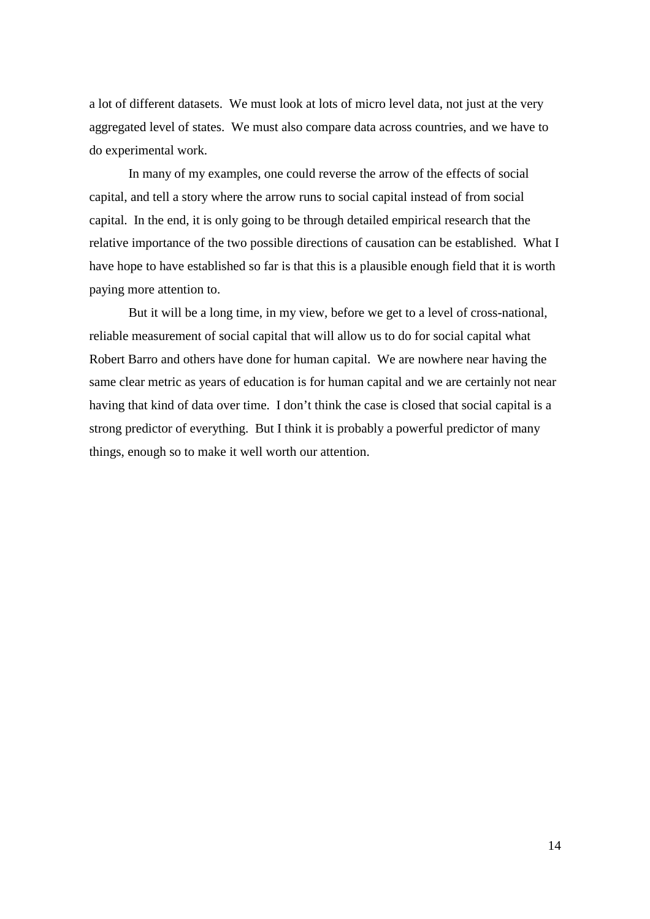a lot of different datasets. We must look at lots of micro level data, not just at the very aggregated level of states. We must also compare data across countries, and we have to do experimental work.

In many of my examples, one could reverse the arrow of the effects of social capital, and tell a story where the arrow runs to social capital instead of from social capital. In the end, it is only going to be through detailed empirical research that the relative importance of the two possible directions of causation can be established. What I have hope to have established so far is that this is a plausible enough field that it is worth paying more attention to.

But it will be a long time, in my view, before we get to a level of cross-national, reliable measurement of social capital that will allow us to do for social capital what Robert Barro and others have done for human capital. We are nowhere near having the same clear metric as years of education is for human capital and we are certainly not near having that kind of data over time. I don't think the case is closed that social capital is a strong predictor of everything. But I think it is probably a powerful predictor of many things, enough so to make it well worth our attention.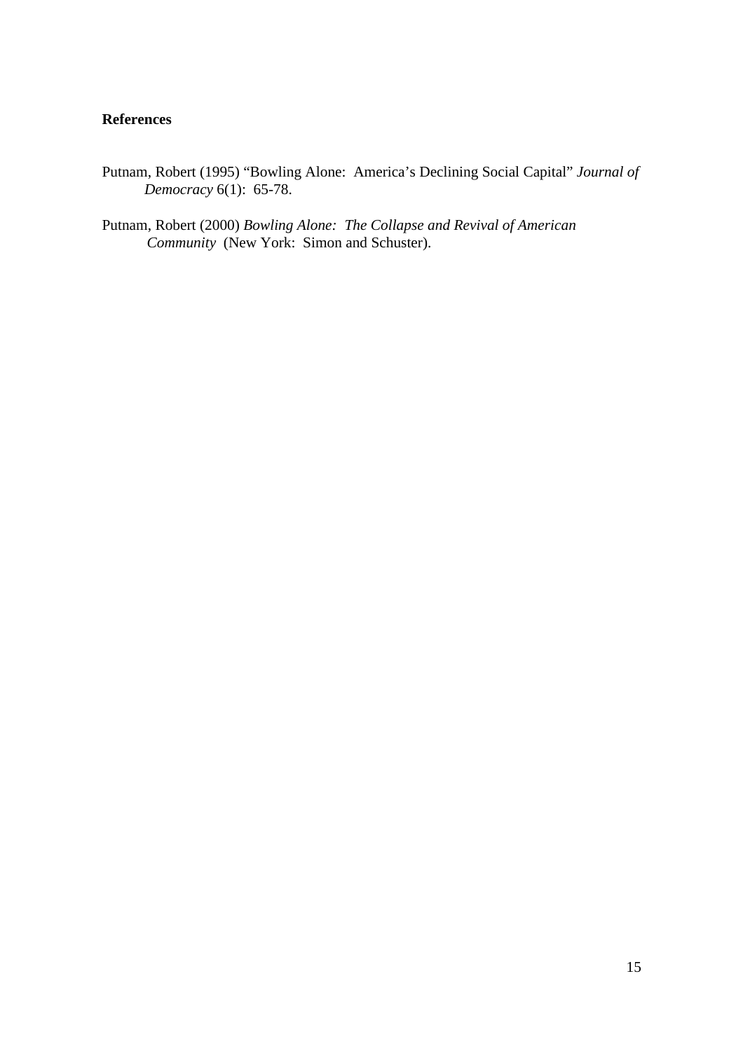**References**

Putnam, Robert (1995) "Bowling Alone:  America's Declining Social Capital" *Journal of Democracy* 6(1):  65-78.

Putnam, Robert (2000) *Bowling Alone:  The Collapse and Revival of American Community*  (New York:  Simon and Schuster).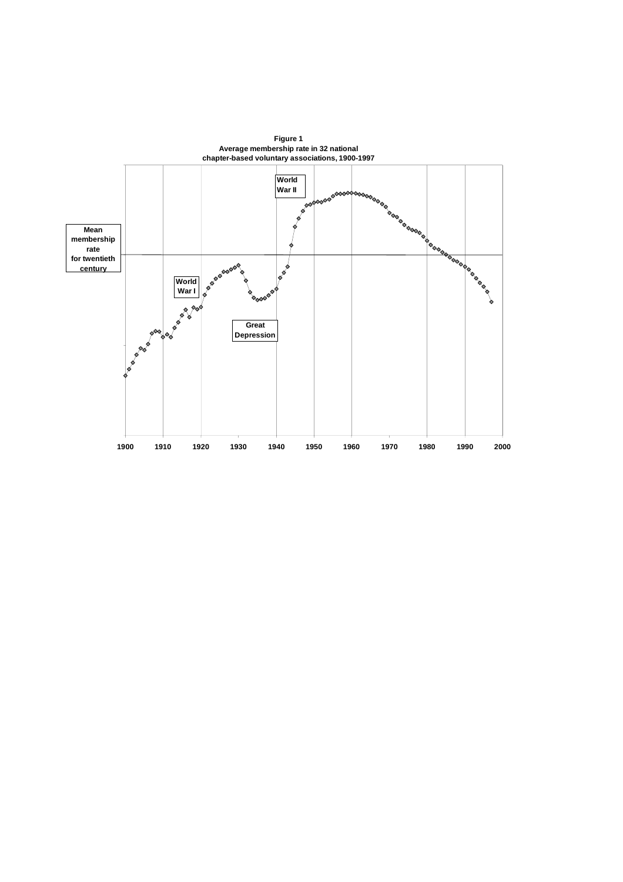**Figure 1**
**Average membership rate in 32 national chapter-based voluntary associations, 1900-1997**

Mean membership rate for twentieth century

World War I

Great Depression

World War II

1900 1910 1920 1930 1940 1950 1960 1970 1980 1990 2000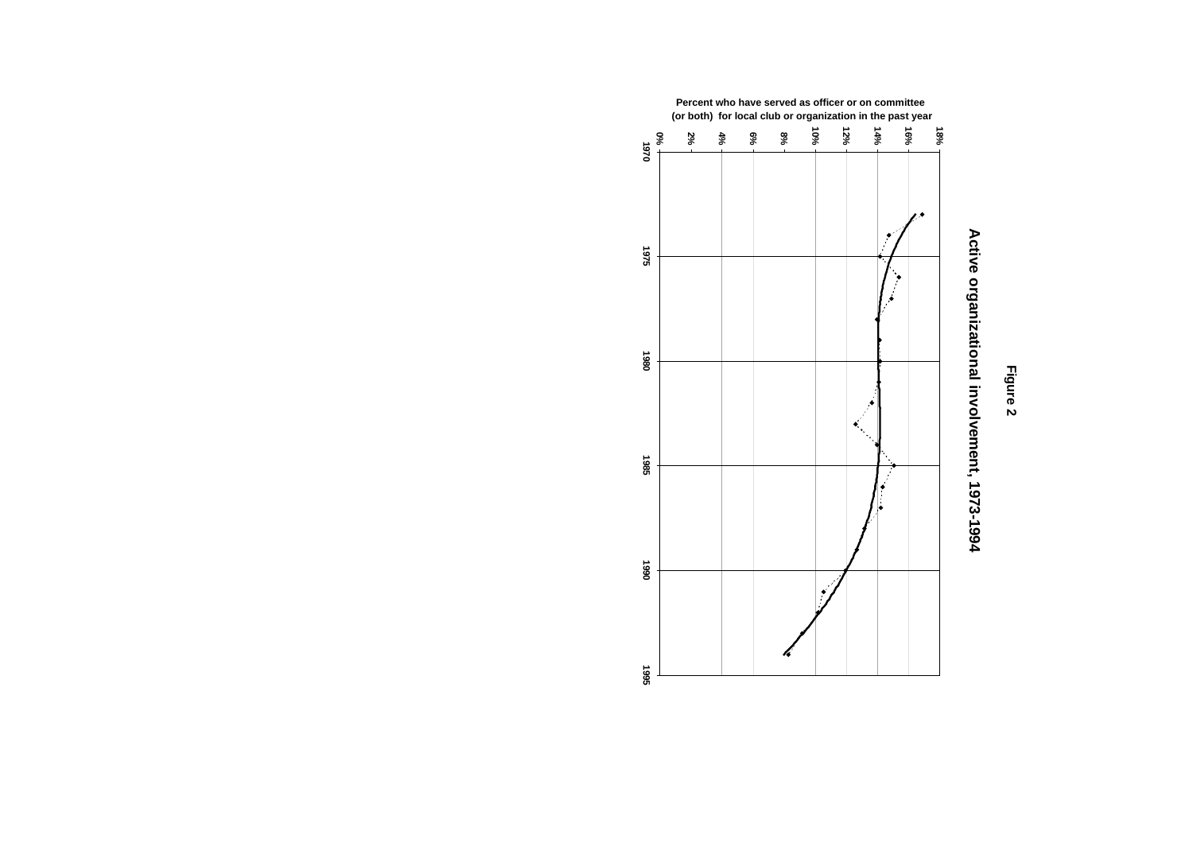# Figure 2

## Active organizational involvement, 1973-1994

Percent who have served as officer or on committee (or both) for local club or organization in the past year

0% 2% 4% 6% 8% 10% 12% 14% 16% 18%

1970 1975 1980 1985 1990 1995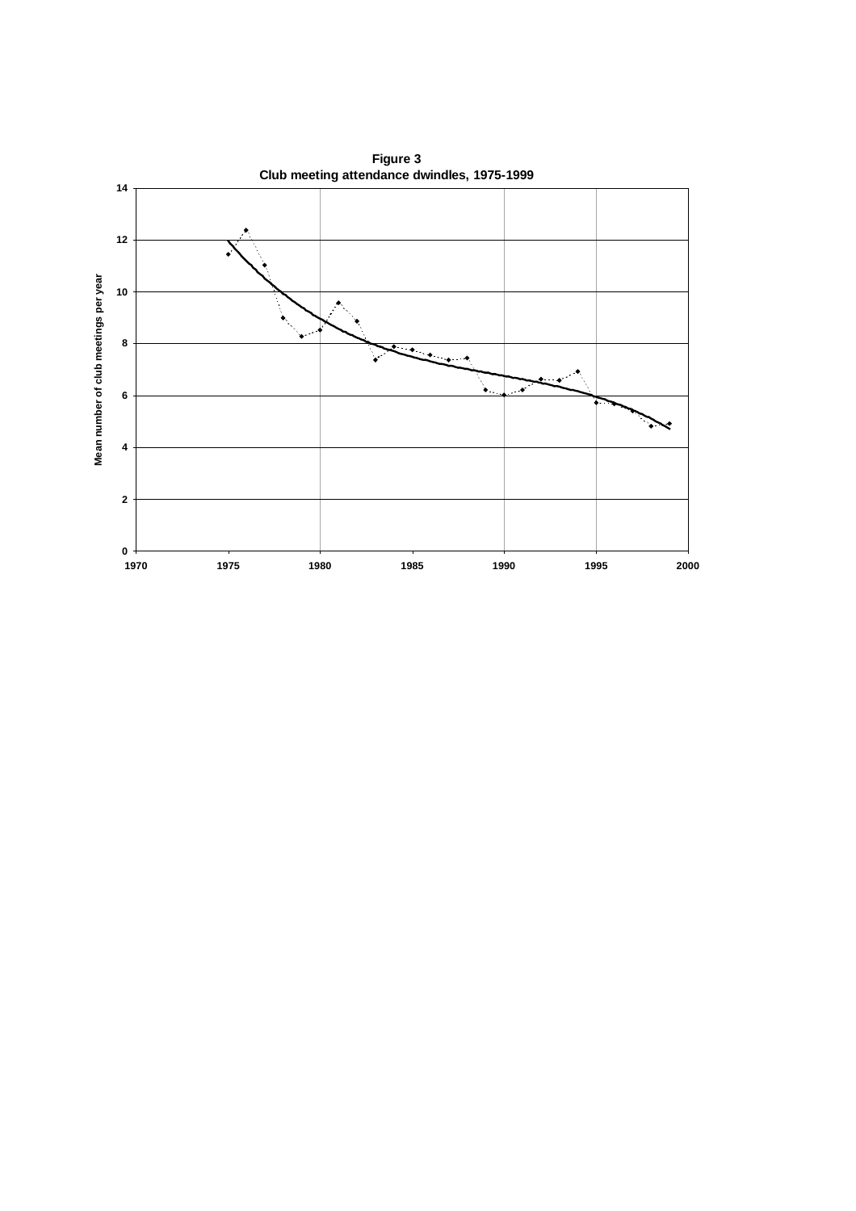**Figure 3**
**Club meeting attendance dwindles, 1975-1999**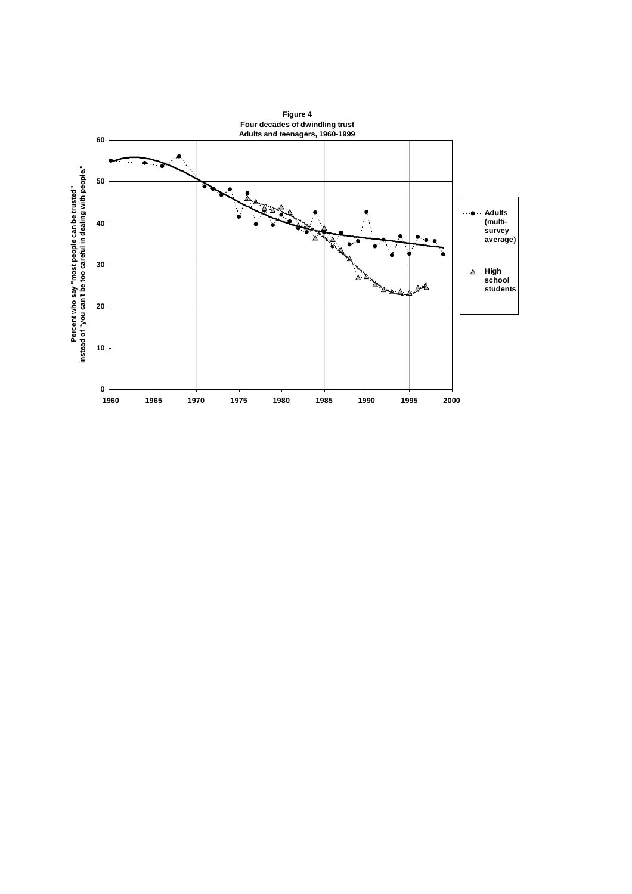**Figure 4**
**Four decades of dwindling trust**
**Adults and teenagers, 1960-1999**

| | |
|---|---|
| Y-axis | Percent who say "most people can be trusted" instead of "you can't be too careful in dealing with people." |
| X-axis | 1960, 1965, 1970, 1975, 1980, 1985, 1990, 1995, 2000 |
| Y-axis scale | 0, 10, 20, 30, 40, 50, 60 |
| Legend | Adults (multi-survey average); High school students |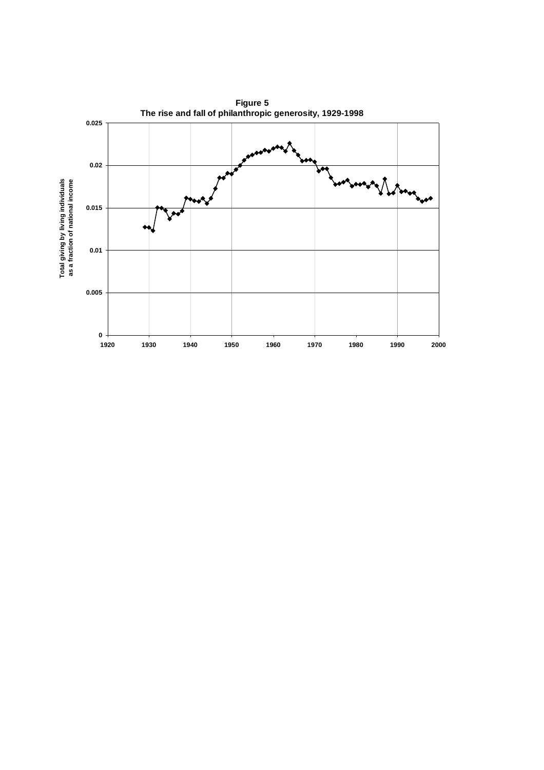**Figure 5**
**The rise and fall of philanthropic generosity, 1929-1998**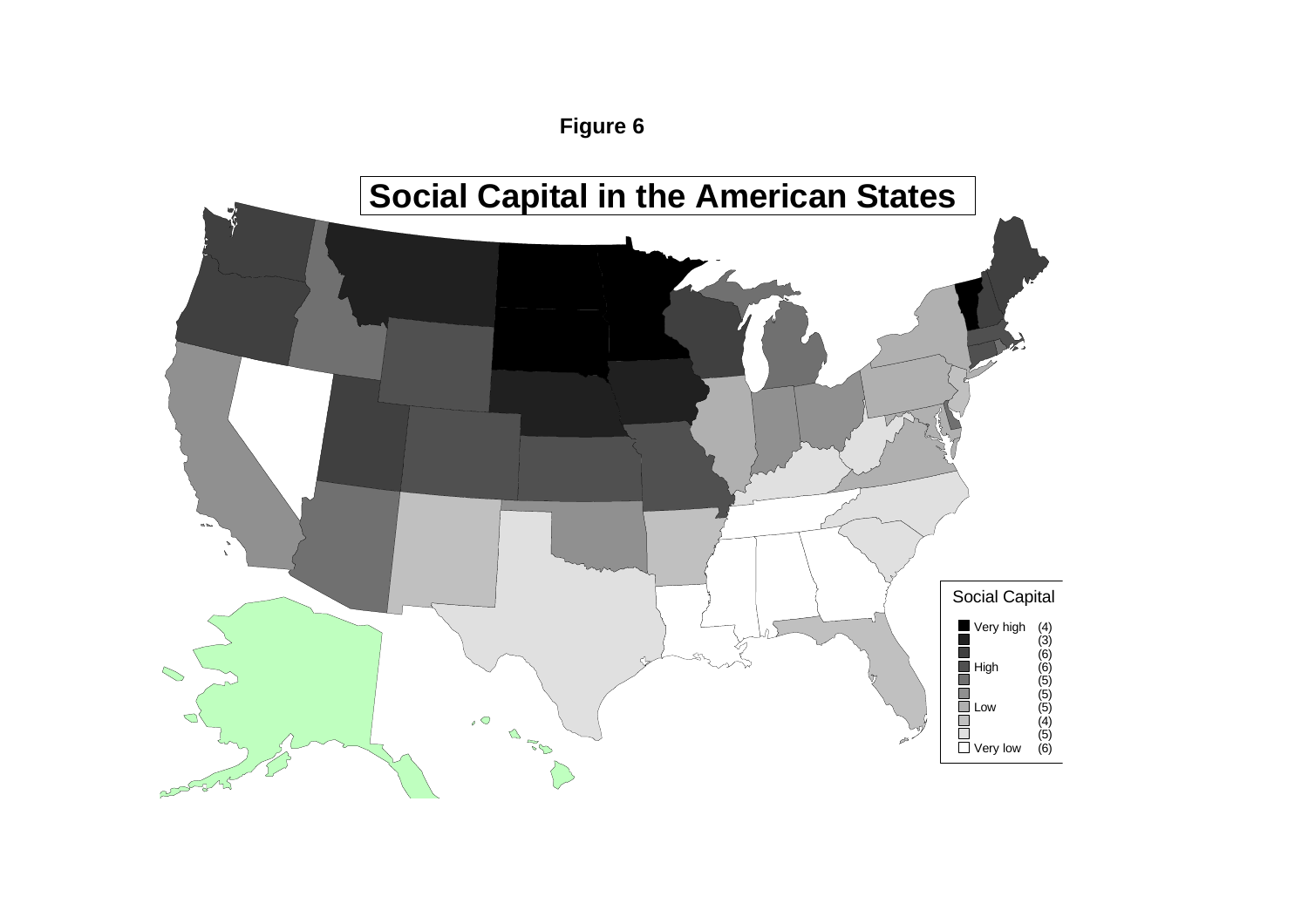**Figure 6**

# Social Capital in the American States

Social Capital

| | |
|---|---|
| Very high | (4) |
| | (3) |
| | (6) |
| High | (6) |
| | (5) |
| | (5) |
| Low | (5) |
| | (4) |
| | (5) |
| Very low | (6) |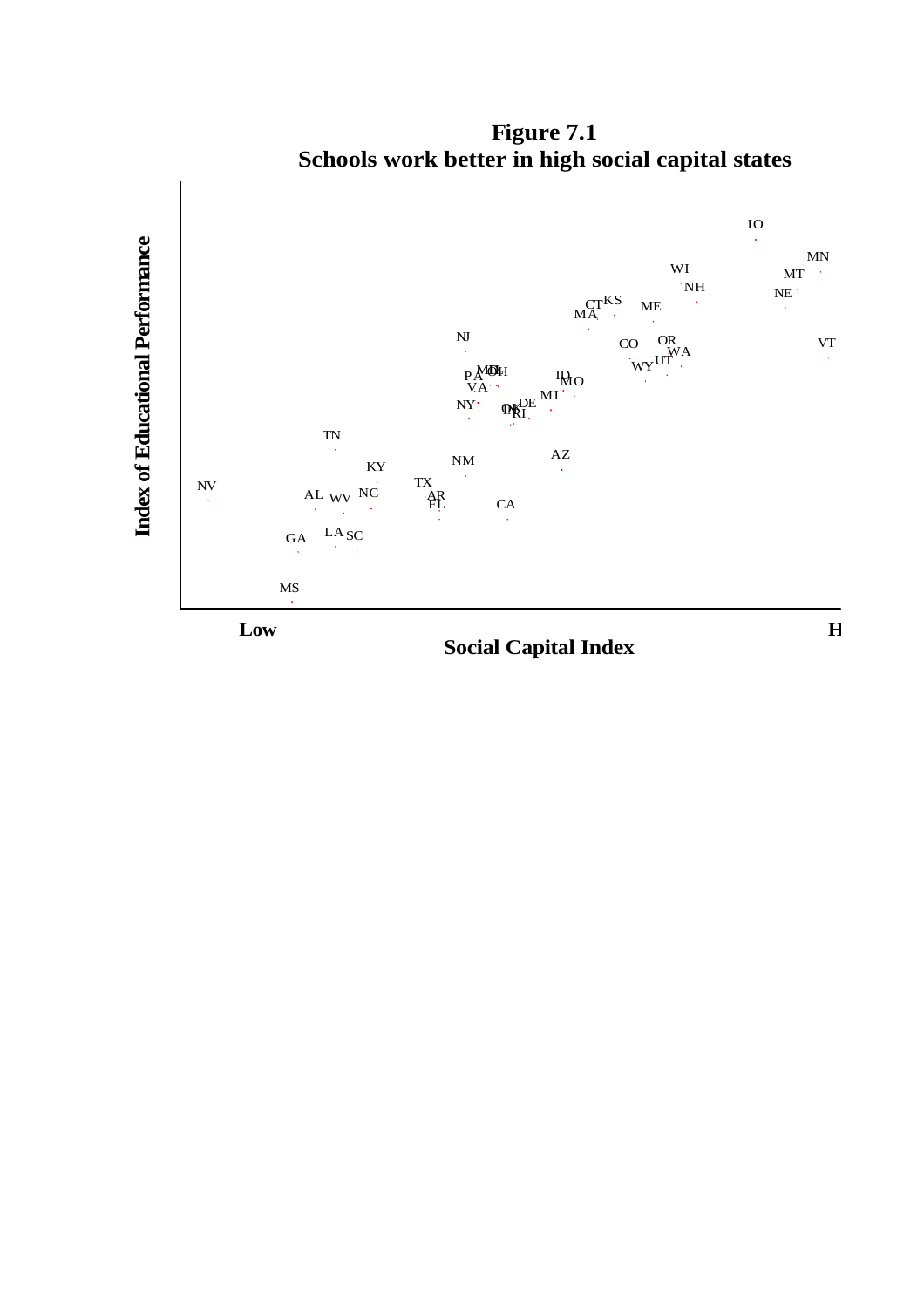**Figure 7.1**
**Schools work better in high social capital states**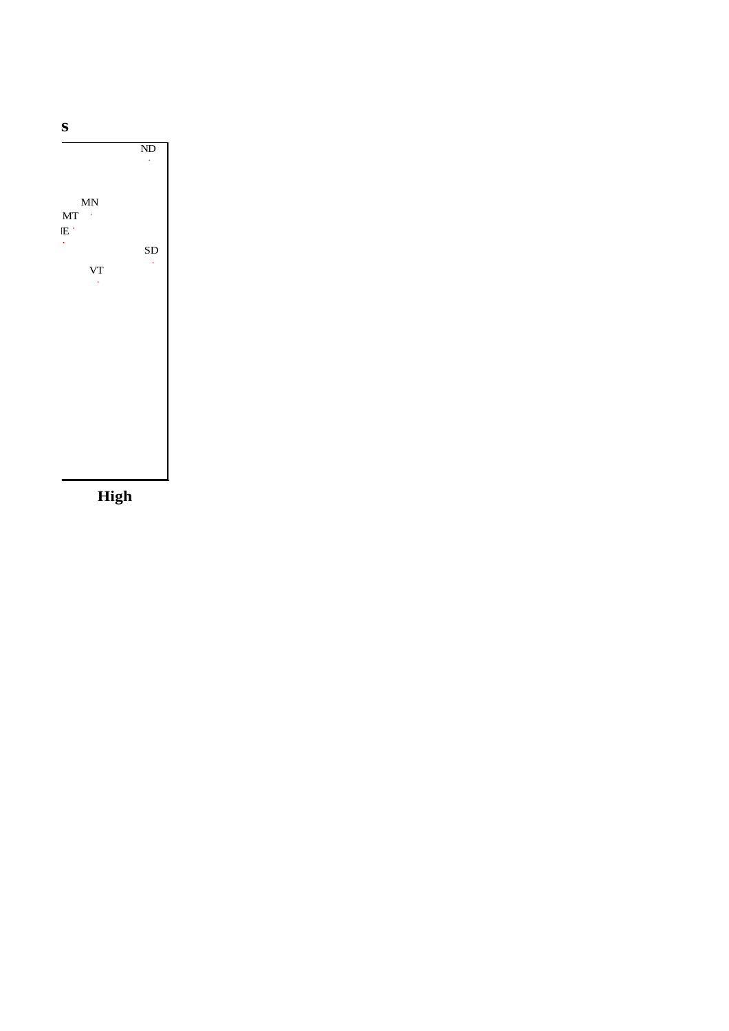**s**

ND

MN

MT

IE

SD

VT

**High**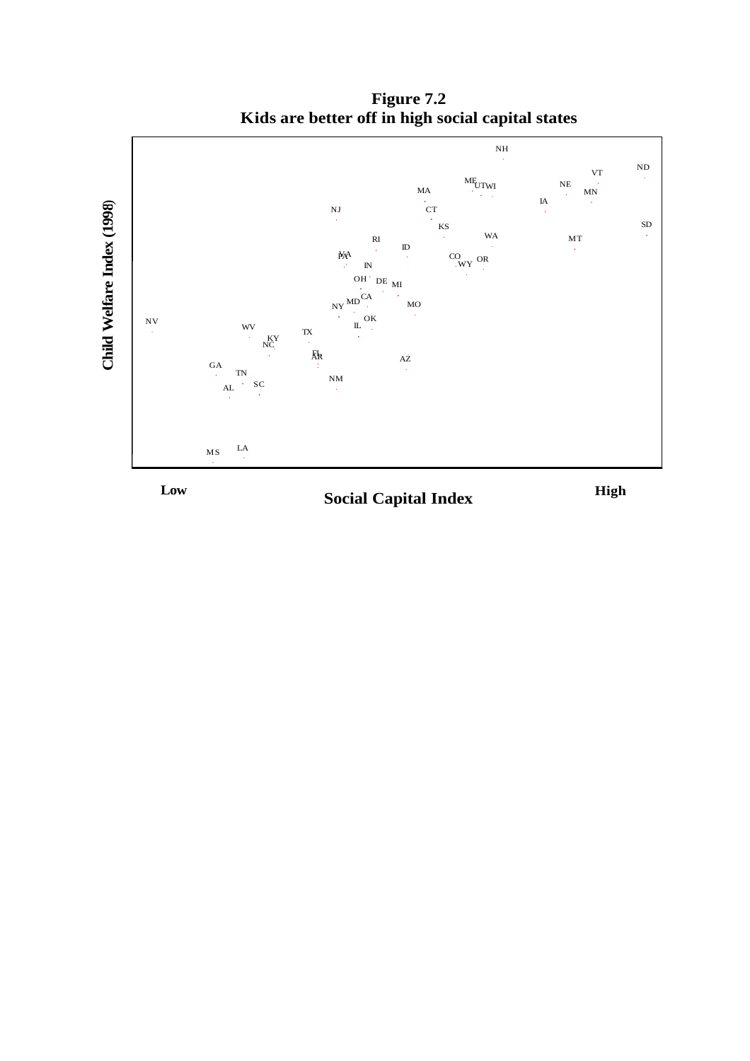**Figure 7.2**
**Kids are better off in high social capital states**

**Child Welfare Index (1998)**

**Low** **Social Capital Index** **High**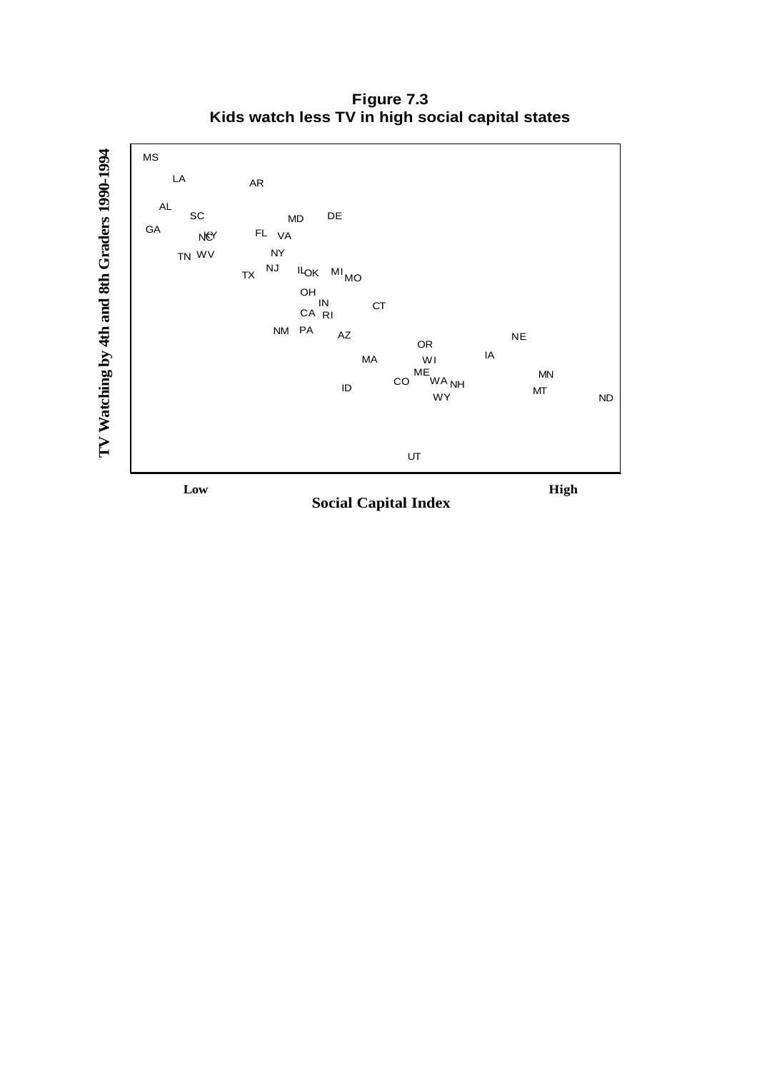**Figure 7.3**
**Kids watch less TV in high social capital states**

MS

LA AR

AL

SC MD DE

GA NC KY FL VA

NY

TN WV

NJ IL OK MI MO

TX

OH

IN CT

CA RI

NM PA AZ NE

OR

IA

MA WI

ME MN

CO WA NH

ID MT

WY ND

UT

**TV Watching by 4th and 8th Graders 1990-1994**

**Low** **High**

**Social Capital Index**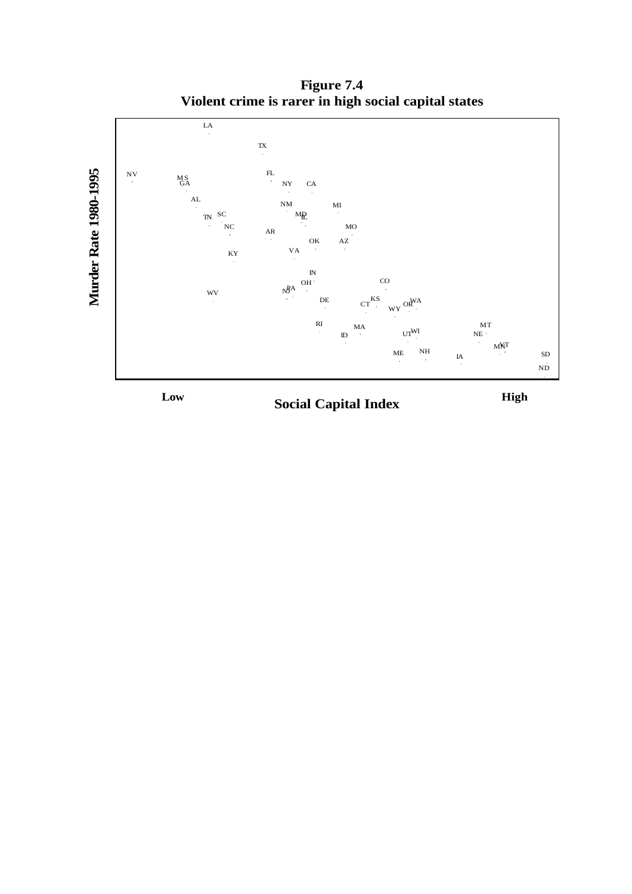**Figure 7.4**
**Violent crime is rarer in high social capital states**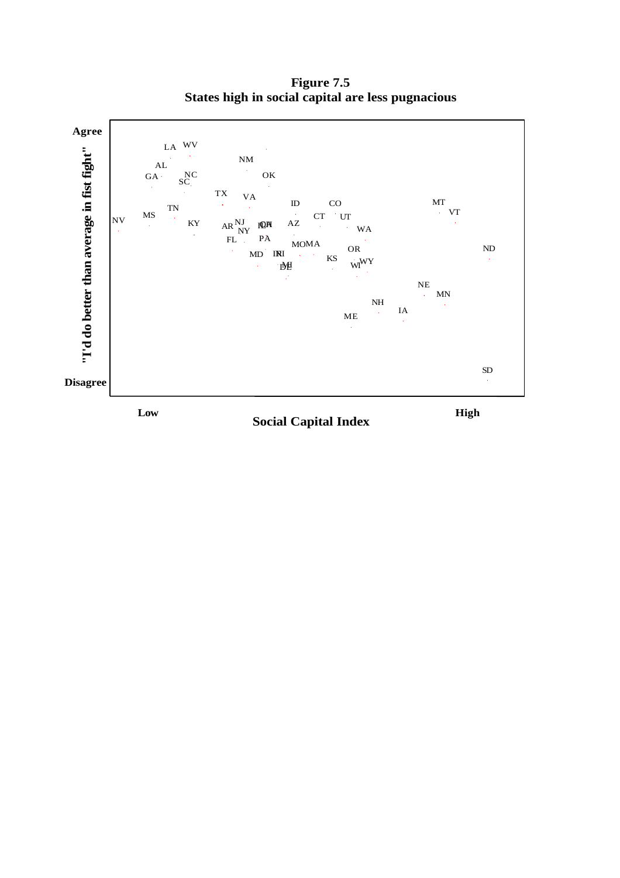**Figure 7.5**
**States high in social capital are less pugnacious**

Agree

"I'd do better than average in fist fight"

Disagree

Low — Social Capital Index — High

LA WV NM AL GA NC SC OK TX VA ID CO MT TN MS NV KY AR NJ NY IL OH AZ CT UT VT WA FL PA MOMA OR ND MD IN RI MI DE KS WI WY NE MN NH IA ME SD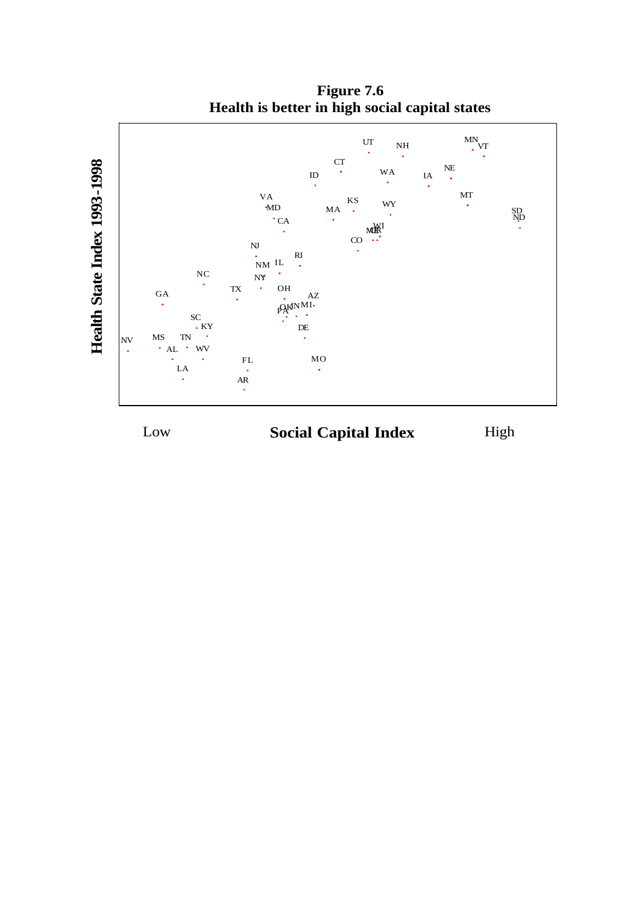**Figure 7.6**
**Health is better in high social capital states**

Health State Index 1993-1998

Low **Social Capital Index** High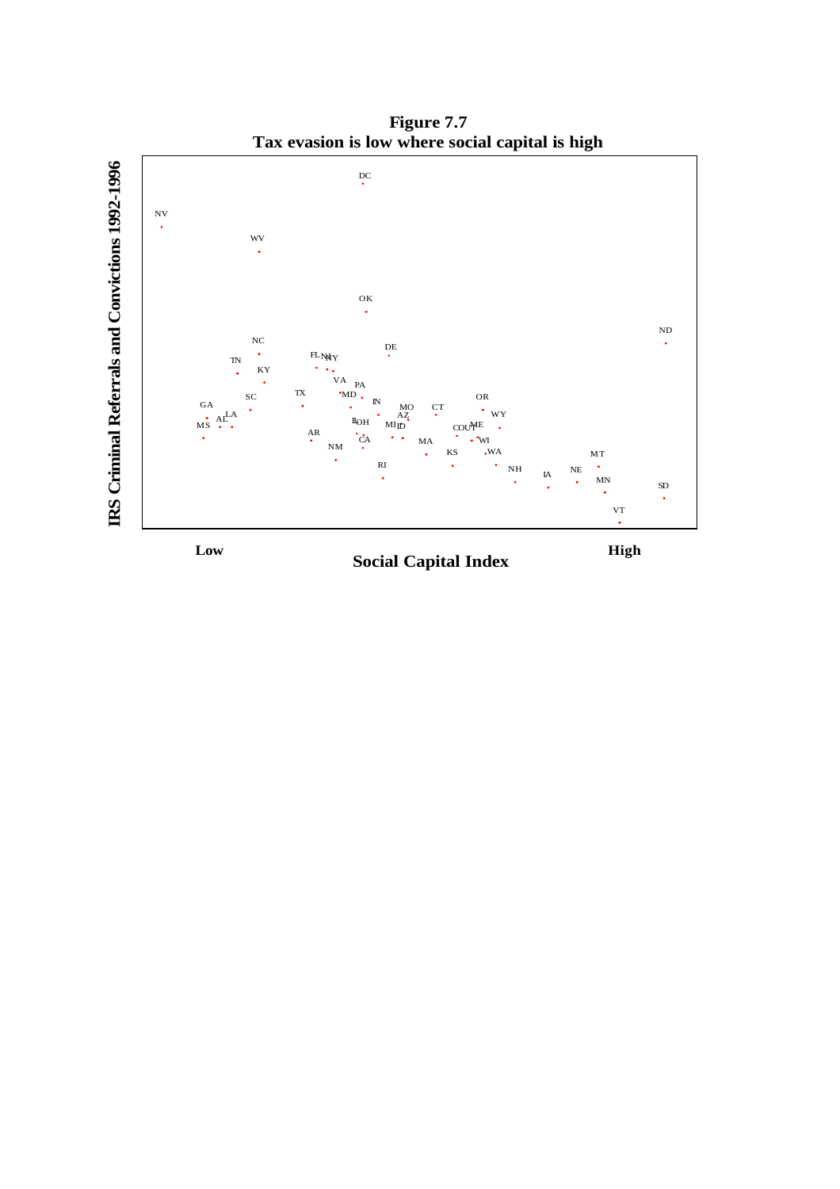**Figure 7.7**
**Tax evasion is low where social capital is high**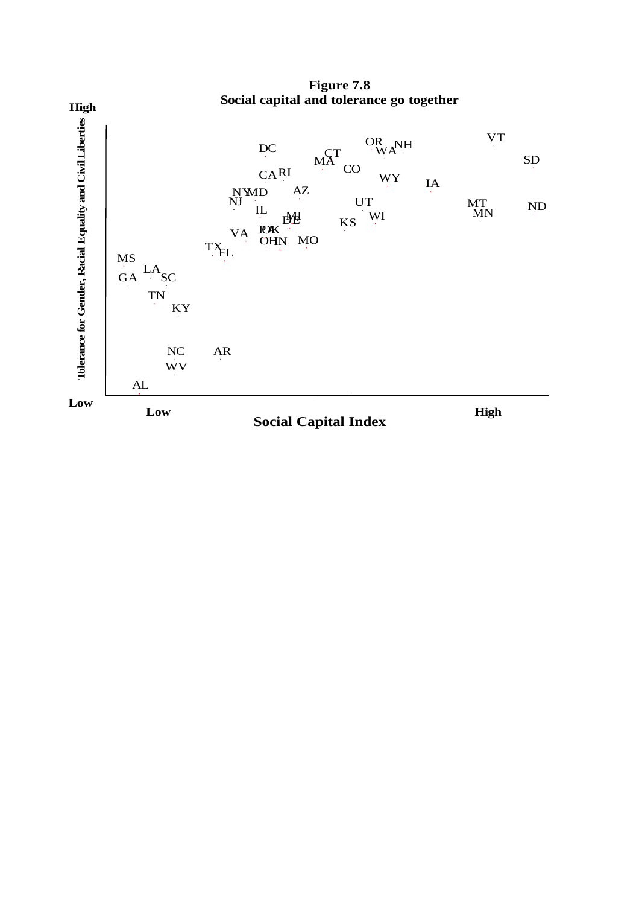**Figure 7.8**
**Social capital and tolerance go together**

**High**

**Tolerance for Gender, Racial Equality and Civil Liberties**

VT
OR NH
WA
DC CT
MA SD
CO
CA RI WY IA
NY MD AZ
NJ UT MT ND
IL MN
MI WI
DE KS
PA OK
VA
OH IN MO
TX FL
MS
LA
GA SC
TN
KY
NC AR
WV
AL

**Low**

**Low** **High**

**Social Capital Index**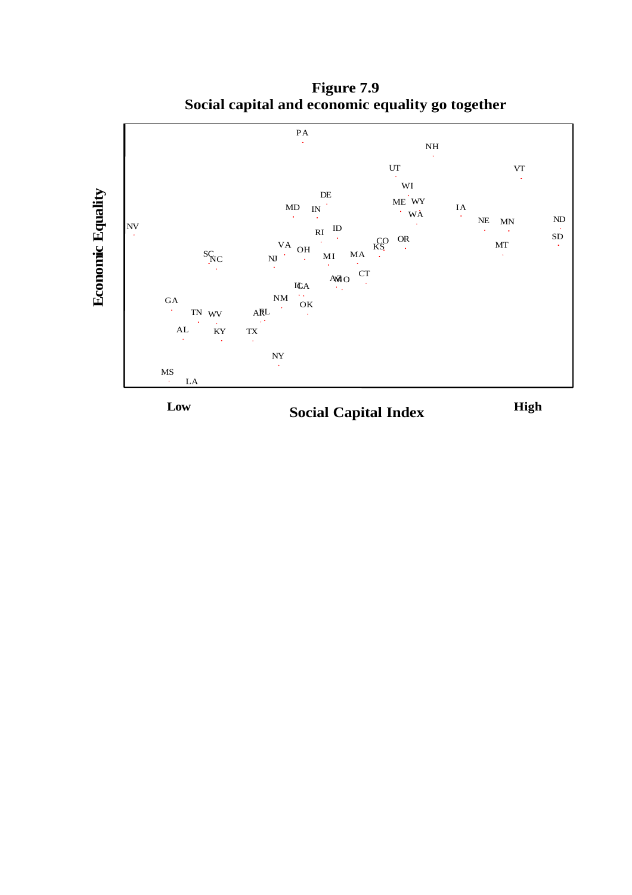**Figure 7.9**
**Social capital and economic equality go together**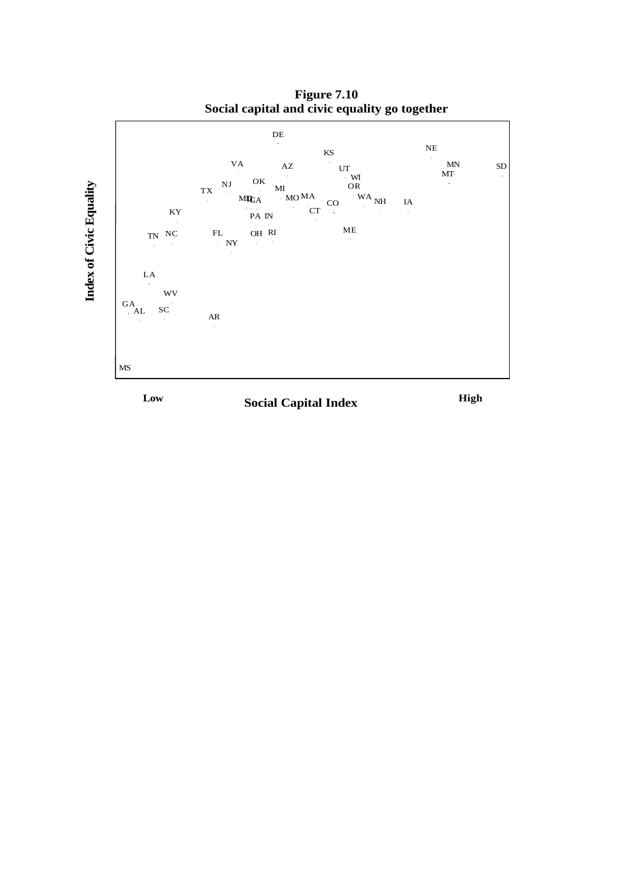**Figure 7.10**
**Social capital and civic equality go together**

DE
KS
NE
VA
AZ
UT
MN
SD
WI
MT
OK
NJ
OR
TX
MI
MD
GA
MO
MA
WA
NH
IA
CO
CT
KY
PA
IN
ME
FL
OH
RI
TN
NC
NY
LA
WV
GA
AL
SC
AR
MS

**Index of Civic Equality**

**Low** **Social Capital Index** **High**